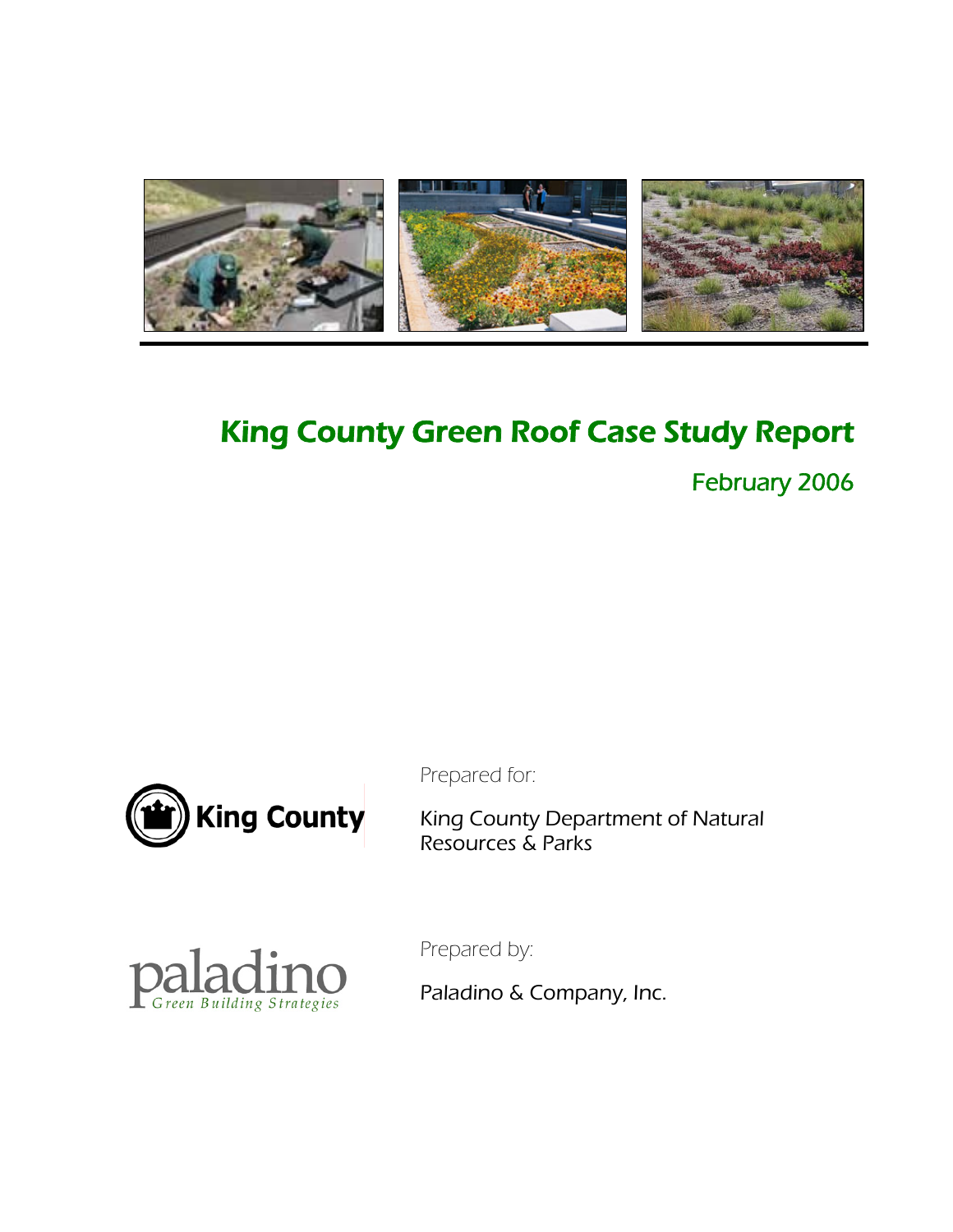# King County Green Roof Case Study Report

February 2006

King County

Prepared for:

King County Department of Natural Resources & Parks

paladino
Green Building Strategies

Prepared by:

Paladino & Company, Inc.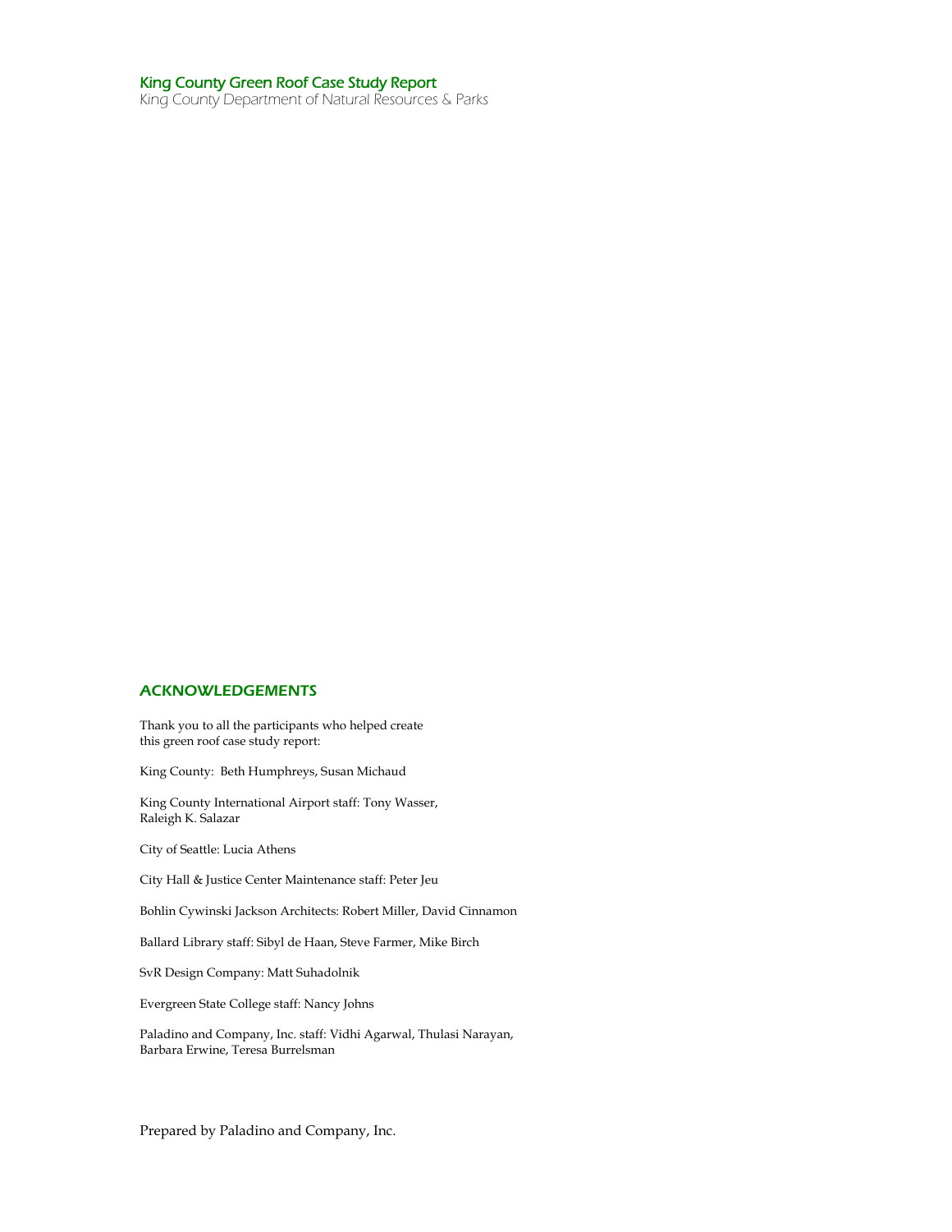King County Green Roof Case Study Report

King County Department of Natural Resources & Parks

## ACKNOWLEDGEMENTS

Thank you to all the participants who helped create this green roof case study report:

King County: Beth Humphreys, Susan Michaud

King County International Airport staff: Tony Wasser, Raleigh K. Salazar

City of Seattle: Lucia Athens

City Hall & Justice Center Maintenance staff: Peter Jeu

Bohlin Cywinski Jackson Architects: Robert Miller, David Cinnamon

Ballard Library staff: Sibyl de Haan, Steve Farmer, Mike Birch

SvR Design Company: Matt Suhadolnik

Evergreen State College staff: Nancy Johns

Paladino and Company, Inc. staff: Vidhi Agarwal, Thulasi Narayan, Barbara Erwine, Teresa Burrelsman

Prepared by Paladino and Company, Inc.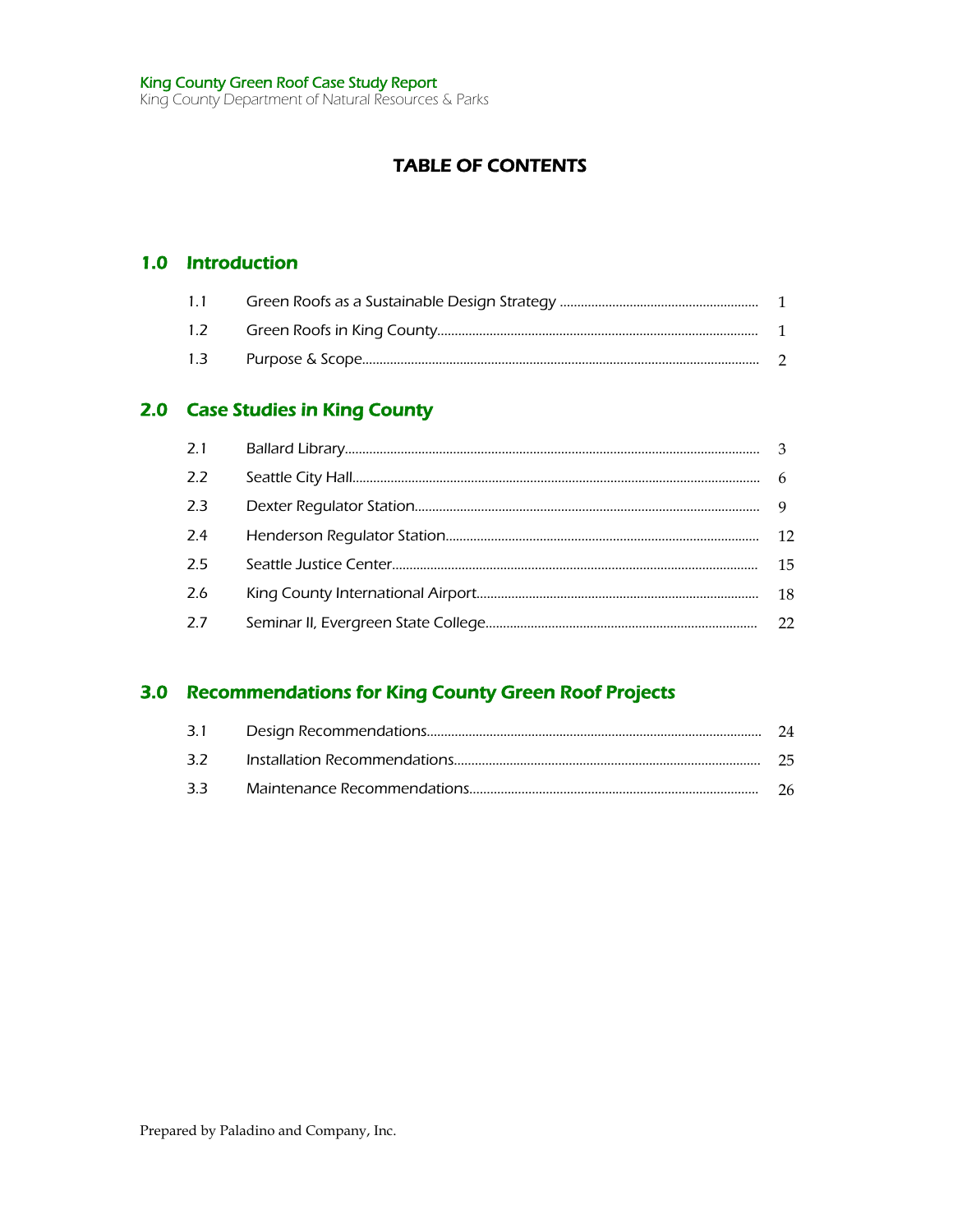# TABLE OF CONTENTS

## 1.0 Introduction

| | | |
|---|---|---|
| 1.1 | Green Roofs as a Sustainable Design Strategy | 1 |
| 1.2 | Green Roofs in King County | 1 |
| 1.3 | Purpose & Scope | 2 |

## 2.0 Case Studies in King County

| | | |
|---|---|---|
| 2.1 | Ballard Library | 3 |
| 2.2 | Seattle City Hall | 6 |
| 2.3 | Dexter Regulator Station | 9 |
| 2.4 | Henderson Regulator Station | 12 |
| 2.5 | Seattle Justice Center | 15 |
| 2.6 | King County International Airport | 18 |
| 2.7 | Seminar II, Evergreen State College | 22 |

## 3.0 Recommendations for King County Green Roof Projects

| | | |
|---|---|---|
| 3.1 | Design Recommendations | 24 |
| 3.2 | Installation Recommendations | 25 |
| 3.3 | Maintenance Recommendations | 26 |

Prepared by Paladino and Company, Inc.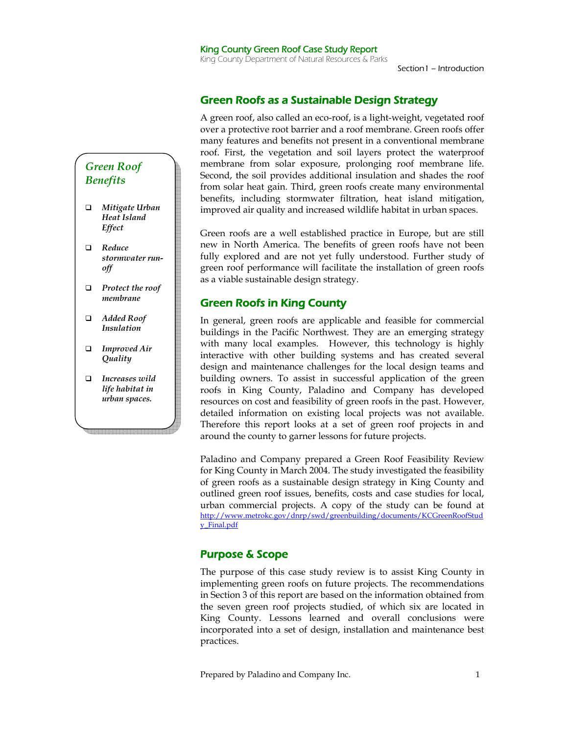## Green Roofs as a Sustainable Design Strategy

A green roof, also called an eco-roof, is a light-weight, vegetated roof over a protective root barrier and a roof membrane. Green roofs offer many features and benefits not present in a conventional membrane roof. First, the vegetation and soil layers protect the waterproof membrane from solar exposure, prolonging roof membrane life. Second, the soil provides additional insulation and shades the roof from solar heat gain. Third, green roofs create many environmental benefits, including stormwater filtration, heat island mitigation, improved air quality and increased wildlife habitat in urban spaces.

*Green Roof Benefits*

- ***Mitigate Urban Heat Island Effect***
- ***Reduce stormwater run-off***
- ***Protect the roof membrane***
- ***Added Roof Insulation***
- ***Improved Air Quality***
- ***Increases wild life habitat in urban spaces.***

Green roofs are a well established practice in Europe, but are still new in North America. The benefits of green roofs have not been fully explored and are not yet fully understood. Further study of green roof performance will facilitate the installation of green roofs as a viable sustainable design strategy.

## Green Roofs in King County

In general, green roofs are applicable and feasible for commercial buildings in the Pacific Northwest. They are an emerging strategy with many local examples. However, this technology is highly interactive with other building systems and has created several design and maintenance challenges for the local design teams and building owners. To assist in successful application of the green roofs in King County, Paladino and Company has developed resources on cost and feasibility of green roofs in the past. However, detailed information on existing local projects was not available. Therefore this report looks at a set of green roof projects in and around the county to garner lessons for future projects.

Paladino and Company prepared a Green Roof Feasibility Review for King County in March 2004. The study investigated the feasibility of green roofs as a sustainable design strategy in King County and outlined green roof issues, benefits, costs and case studies for local, urban commercial projects. A copy of the study can be found at http://www.metrokc.gov/dnrp/swd/greenbuilding/documents/KCGreenRoofStudy_Final.pdf

## Purpose & Scope

The purpose of this case study review is to assist King County in implementing green roofs on future projects. The recommendations in Section 3 of this report are based on the information obtained from the seven green roof projects studied, of which six are located in King County. Lessons learned and overall conclusions were incorporated into a set of design, installation and maintenance best practices.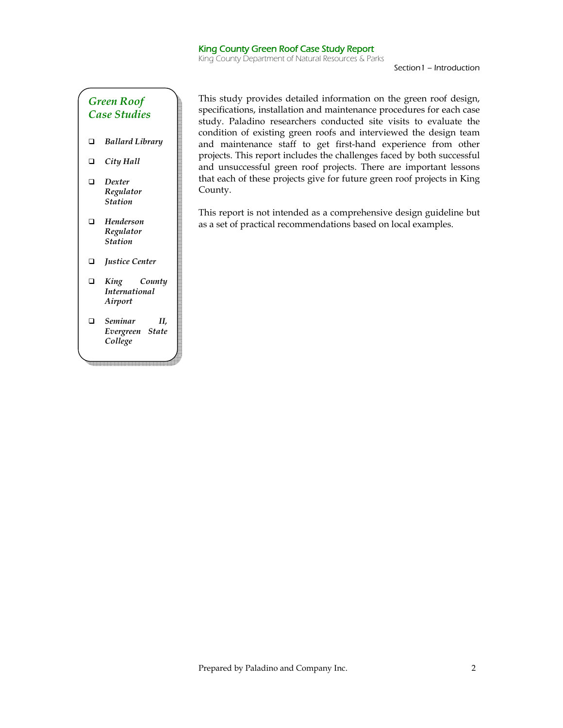### *Green Roof Case Studies*

- ***Ballard Library***
- ***City Hall***
- ***Dexter Regulator Station***
- ***Henderson Regulator Station***
- ***Justice Center***
- ***King County International Airport***
- ***Seminar II, Evergreen State College***

This study provides detailed information on the green roof design, specifications, installation and maintenance procedures for each case study. Paladino researchers conducted site visits to evaluate the condition of existing green roofs and interviewed the design team and maintenance staff to get first-hand experience from other projects. This report includes the challenges faced by both successful and unsuccessful green roof projects. There are important lessons that each of these projects give for future green roof projects in King County.

This report is not intended as a comprehensive design guideline but as a set of practical recommendations based on local examples.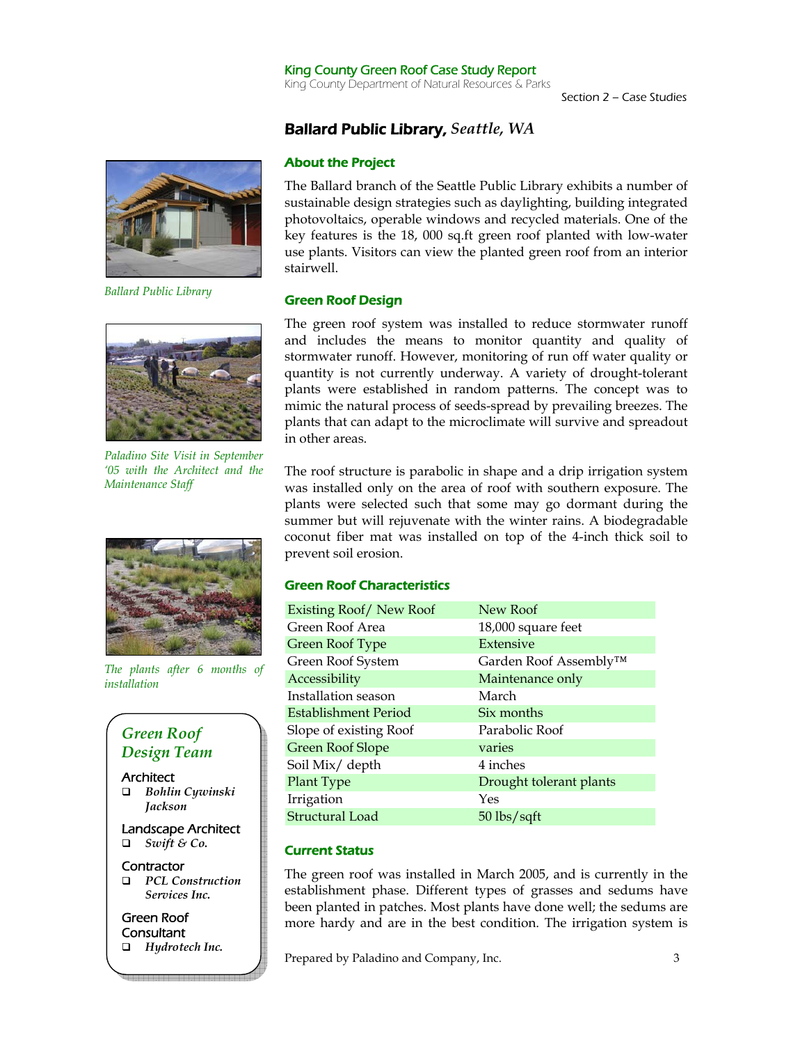## Ballard Public Library, *Seattle, WA*

### About the Project

The Ballard branch of the Seattle Public Library exhibits a number of sustainable design strategies such as daylighting, building integrated photovoltaics, operable windows and recycled materials. One of the key features is the 18, 000 sq.ft green roof planted with low-water use plants. Visitors can view the planted green roof from an interior stairwell.

*Ballard Public Library*

### Green Roof Design

The green roof system was installed to reduce stormwater runoff and includes the means to monitor quantity and quality of stormwater runoff. However, monitoring of run off water quality or quantity is not currently underway. A variety of drought-tolerant plants were established in random patterns. The concept was to mimic the natural process of seeds-spread by prevailing breezes. The plants that can adapt to the microclimate will survive and spreadout in other areas.

*Paladino Site Visit in September '05 with the Architect and the Maintenance Staff*

The roof structure is parabolic in shape and a drip irrigation system was installed only on the area of roof with southern exposure. The plants were selected such that some may go dormant during the summer but will rejuvenate with the winter rains. A biodegradable coconut fiber mat was installed on top of the 4-inch thick soil to prevent soil erosion.

*The plants after 6 months of installation*

### Green Roof Characteristics

| | |
|---|---|
| Existing Roof/ New Roof | New Roof |
| Green Roof Area | 18,000 square feet |
| Green Roof Type | Extensive |
| Green Roof System | Garden Roof Assembly™ |
| Accessibility | Maintenance only |
| Installation season | March |
| Establishment Period | Six months |
| Slope of existing Roof | Parabolic Roof |
| Green Roof Slope | varies |
| Soil Mix/ depth | 4 inches |
| Plant Type | Drought tolerant plants |
| Irrigation | Yes |
| Structural Load | 50 lbs/sqft |

### *Green Roof Design Team*

Architect
- ***Bohlin Cywinski Jackson***

Landscape Architect
- ***Swift & Co.***

Contractor
- ***PCL Construction Services Inc.***

Green Roof Consultant
- ***Hydrotech Inc.***

### Current Status

The green roof was installed in March 2005, and is currently in the establishment phase. Different types of grasses and sedums have been planted in patches. Most plants have done well; the sedums are more hardy and are in the best condition. The irrigation system is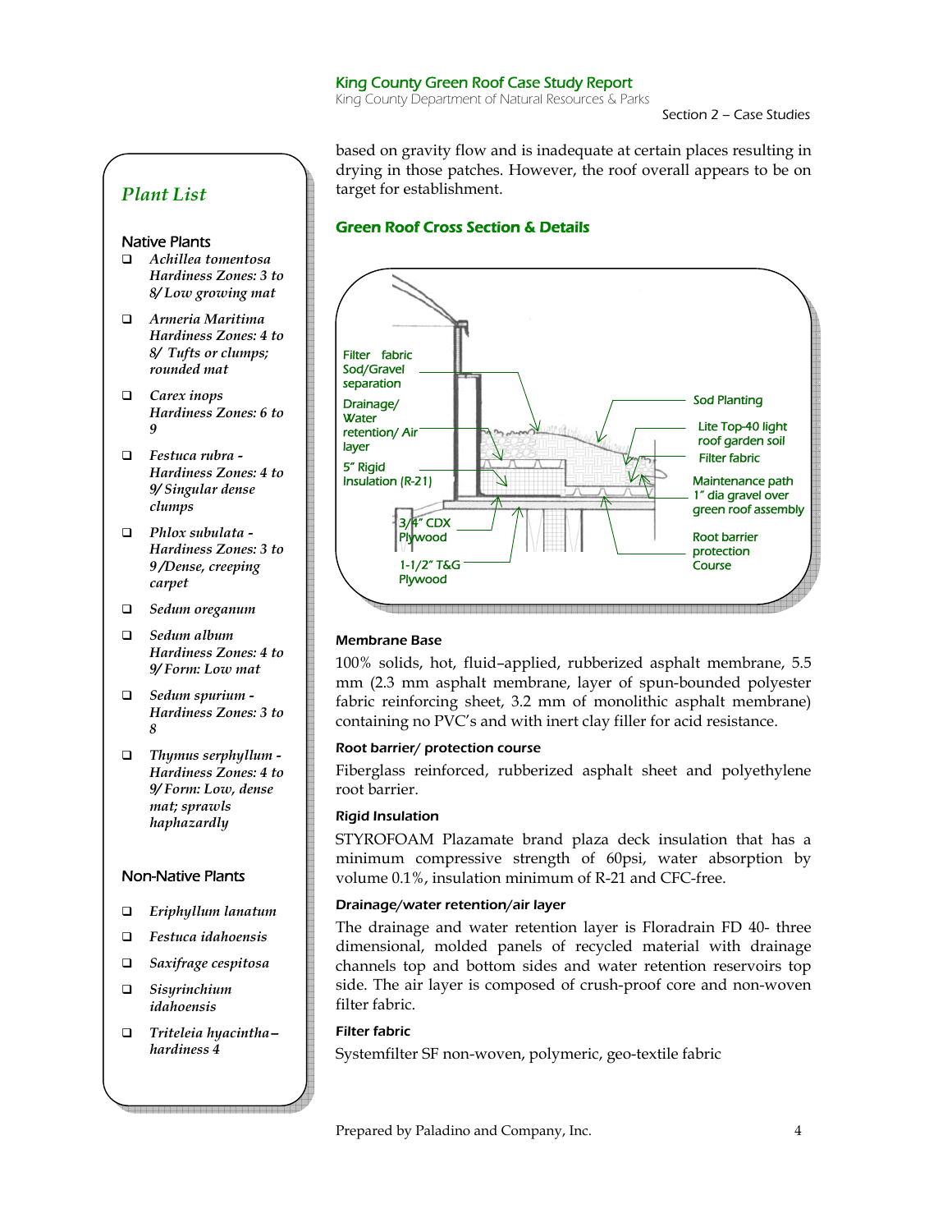based on gravity flow and is inadequate at certain places resulting in drying in those patches. However, the roof overall appears to be on target for establishment.

## Green Roof Cross Section & Details

Filter fabric Sod/Gravel separation

Drainage/ Water retention/ Air layer

5" Rigid Insulation (R-21)

3/4" CDX Plywood

1-1/2" T&G Plywood

Sod Planting

Lite Top-40 light roof garden soil

Filter fabric

Maintenance path 1" dia gravel over green roof assembly

Root barrier protection Course

### Membrane Base

100% solids, hot, fluid–applied, rubberized asphalt membrane, 5.5 mm (2.3 mm asphalt membrane, layer of spun-bounded polyester fabric reinforcing sheet, 3.2 mm of monolithic asphalt membrane) containing no PVC's and with inert clay filler for acid resistance.

### Root barrier/ protection course

Fiberglass reinforced, rubberized asphalt sheet and polyethylene root barrier.

### Rigid Insulation

STYROFOAM Plazamate brand plaza deck insulation that has a minimum compressive strength of 60psi, water absorption by volume 0.1%, insulation minimum of R-21 and CFC-free.

### Drainage/water retention/air layer

The drainage and water retention layer is Floradrain FD 40- three dimensional, molded panels of recycled material with drainage channels top and bottom sides and water retention reservoirs top side. The air layer is composed of crush-proof core and non-woven filter fabric.

### Filter fabric

Systemfilter SF non-woven, polymeric, geo-textile fabric

## *Plant List*

### Native Plants

- ***Achillea tomentosa Hardiness Zones: 3 to 8/ Low growing mat***
- ***Armeria Maritima Hardiness Zones: 4 to 8/ Tufts or clumps; rounded mat***
- ***Carex inops Hardiness Zones: 6 to 9***
- ***Festuca rubra - Hardiness Zones: 4 to 9/ Singular dense clumps***
- ***Phlox subulata - Hardiness Zones: 3 to 9 /Dense, creeping carpet***
- ***Sedum oreganum***
- ***Sedum album Hardiness Zones: 4 to 9/ Form: Low mat***
- ***Sedum spurium - Hardiness Zones: 3 to 8***
- ***Thymus serphyllum - Hardiness Zones: 4 to 9/ Form: Low, dense mat; sprawls haphazardly***

### Non-Native Plants

- ***Eriphyllum lanatum***
- ***Festuca idahoensis***
- ***Saxifrage cespitosa***
- ***Sisyrinchium idahoensis***
- ***Triteleia hyacintha– hardiness 4***

Prepared by Paladino and Company, Inc.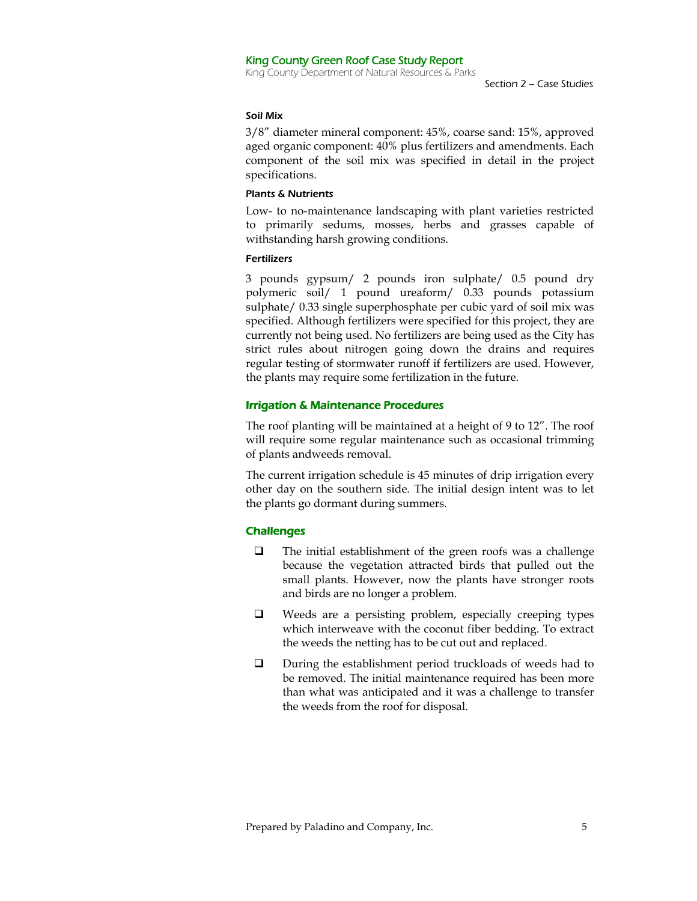#### Soil Mix

3/8" diameter mineral component: 45%, coarse sand: 15%, approved aged organic component: 40% plus fertilizers and amendments. Each component of the soil mix was specified in detail in the project specifications.

#### *Plants & Nutrients*

Low- to no-maintenance landscaping with plant varieties restricted to primarily sedums, mosses, herbs and grasses capable of withstanding harsh growing conditions.

#### *Fertilizers*

3 pounds gypsum/ 2 pounds iron sulphate/ 0.5 pound dry polymeric soil/ 1 pound ureaform/ 0.33 pounds potassium sulphate/ 0.33 single superphosphate per cubic yard of soil mix was specified. Although fertilizers were specified for this project, they are currently not being used. No fertilizers are being used as the City has strict rules about nitrogen going down the drains and requires regular testing of stormwater runoff if fertilizers are used. However, the plants may require some fertilization in the future.

### *Irrigation & Maintenance Procedures*

The roof planting will be maintained at a height of 9 to 12". The roof will require some regular maintenance such as occasional trimming of plants andweeds removal.

The current irrigation schedule is 45 minutes of drip irrigation every other day on the southern side. The initial design intent was to let the plants go dormant during summers.

### *Challenges*

- The initial establishment of the green roofs was a challenge because the vegetation attracted birds that pulled out the small plants. However, now the plants have stronger roots and birds are no longer a problem.
- Weeds are a persisting problem, especially creeping types which interweave with the coconut fiber bedding. To extract the weeds the netting has to be cut out and replaced.
- During the establishment period truckloads of weeds had to be removed. The initial maintenance required has been more than what was anticipated and it was a challenge to transfer the weeds from the roof for disposal.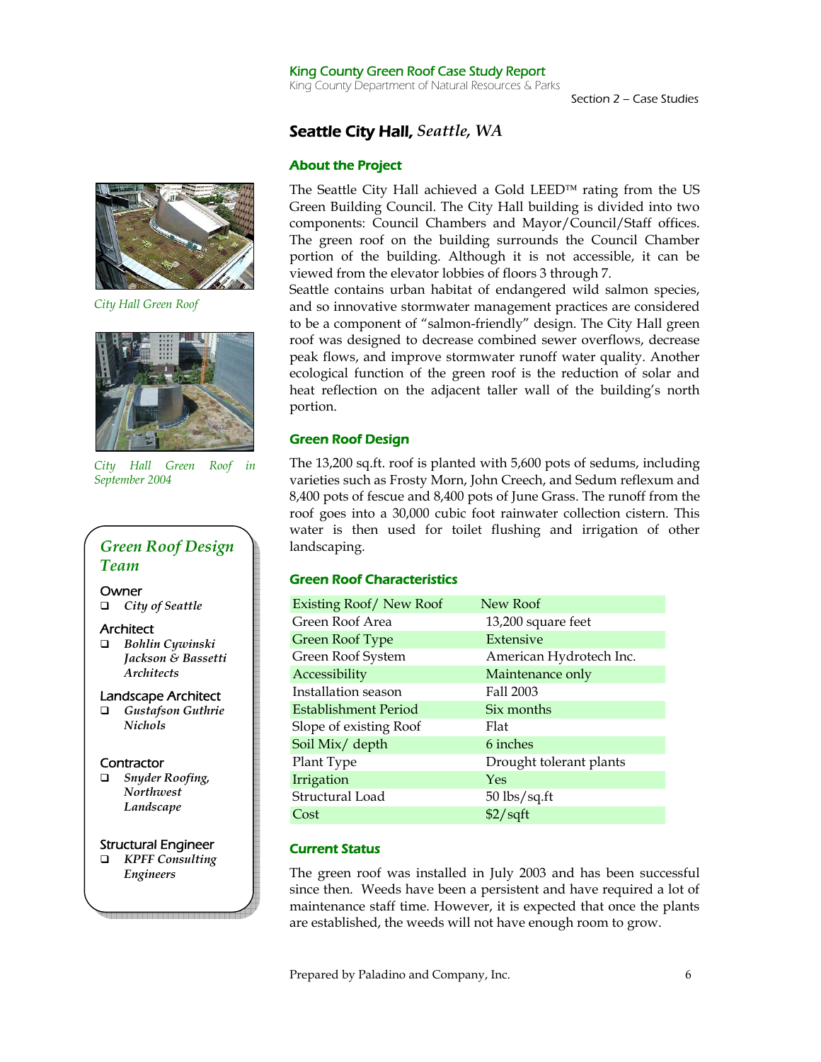## Seattle City Hall, *Seattle, WA*

### About the Project

The Seattle City Hall achieved a Gold LEED™ rating from the US Green Building Council. The City Hall building is divided into two components: Council Chambers and Mayor/Council/Staff offices. The green roof on the building surrounds the Council Chamber portion of the building. Although it is not accessible, it can be viewed from the elevator lobbies of floors 3 through 7.

Seattle contains urban habitat of endangered wild salmon species, and so innovative stormwater management practices are considered to be a component of "salmon-friendly" design. The City Hall green roof was designed to decrease combined sewer overflows, decrease peak flows, and improve stormwater runoff water quality. Another ecological function of the green roof is the reduction of solar and heat reflection on the adjacent taller wall of the building's north portion.

*City Hall Green Roof*

*City Hall Green Roof in September 2004*

### Green Roof Design

The 13,200 sq.ft. roof is planted with 5,600 pots of sedums, including varieties such as Frosty Morn, John Creech, and Sedum reflexum and 8,400 pots of fescue and 8,400 pots of June Grass. The runoff from the roof goes into a 30,000 cubic foot rainwater collection cistern. This water is then used for toilet flushing and irrigation of other landscaping.

### Green Roof Characteristics

| | |
|---|---|
| Existing Roof/ New Roof | New Roof |
| Green Roof Area | 13,200 square feet |
| Green Roof Type | Extensive |
| Green Roof System | American Hydrotech Inc. |
| Accessibility | Maintenance only |
| Installation season | Fall 2003 |
| Establishment Period | Six months |
| Slope of existing Roof | Flat |
| Soil Mix/ depth | 6 inches |
| Plant Type | Drought tolerant plants |
| Irrigation | Yes |
| Structural Load | 50 lbs/sq.ft |
| Cost | $2/sqft |

### Current Status

The green roof was installed in July 2003 and has been successful since then. Weeds have been a persistent and have required a lot of maintenance staff time. However, it is expected that once the plants are established, the weeds will not have enough room to grow.

### *Green Roof Design Team*

**Owner**
- *City of Seattle*

**Architect**
- ***Bohlin Cywinski Jackson & Bassetti Architects***

**Landscape Architect**
- ***Gustafson Guthrie Nichols***

**Contractor**
- ***Snyder Roofing, Northwest Landscape***

**Structural Engineer**
- ***KPFF Consulting Engineers***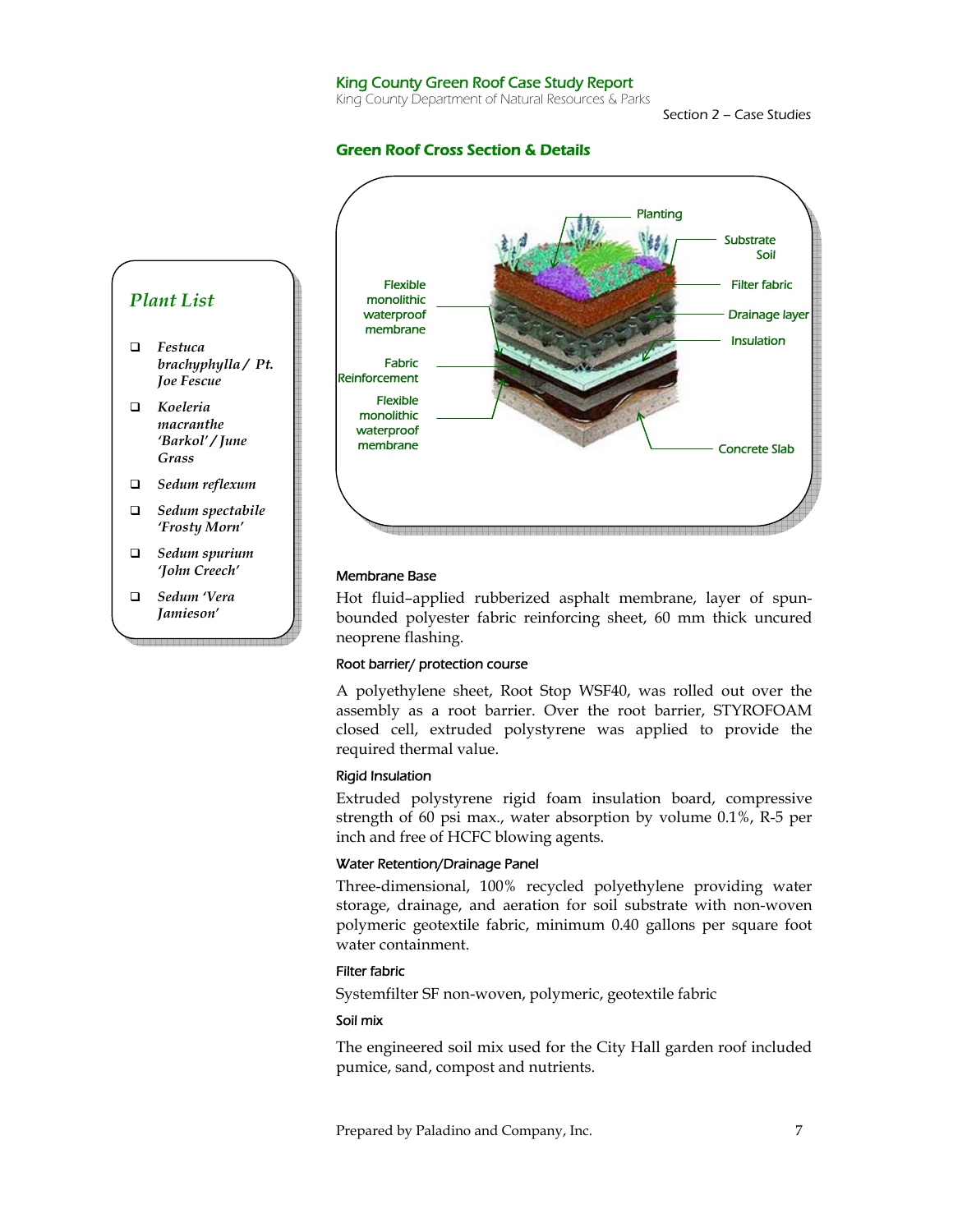## Green Roof Cross Section & Details

Planting

Substrate Soil

Filter fabric

Drainage layer

Insulation

Concrete Slab

Flexible monolithic waterproof membrane

Fabric Reinforcement

Flexible monolithic waterproof membrane

### Plant List

- *Festuca brachyphylla / Pt. Joe Fescue*
- *Koeleria macranthe 'Barkol' / June Grass*
- *Sedum reflexum*
- *Sedum spectabile 'Frosty Morn'*
- *Sedum spurium 'John Creech'*
- *Sedum 'Vera Jamieson'*

#### Membrane Base

Hot fluid–applied rubberized asphalt membrane, layer of spun-bounded polyester fabric reinforcing sheet, 60 mm thick uncured neoprene flashing.

#### Root barrier/ protection course

A polyethylene sheet, Root Stop WSF40, was rolled out over the assembly as a root barrier. Over the root barrier, STYROFOAM closed cell, extruded polystyrene was applied to provide the required thermal value.

#### Rigid Insulation

Extruded polystyrene rigid foam insulation board, compressive strength of 60 psi max., water absorption by volume 0.1%, R-5 per inch and free of HCFC blowing agents.

#### Water Retention/Drainage Panel

Three-dimensional, 100% recycled polyethylene providing water storage, drainage, and aeration for soil substrate with non-woven polymeric geotextile fabric, minimum 0.40 gallons per square foot water containment.

#### Filter fabric

Systemfilter SF non-woven, polymeric, geotextile fabric

#### Soil mix

The engineered soil mix used for the City Hall garden roof included pumice, sand, compost and nutrients.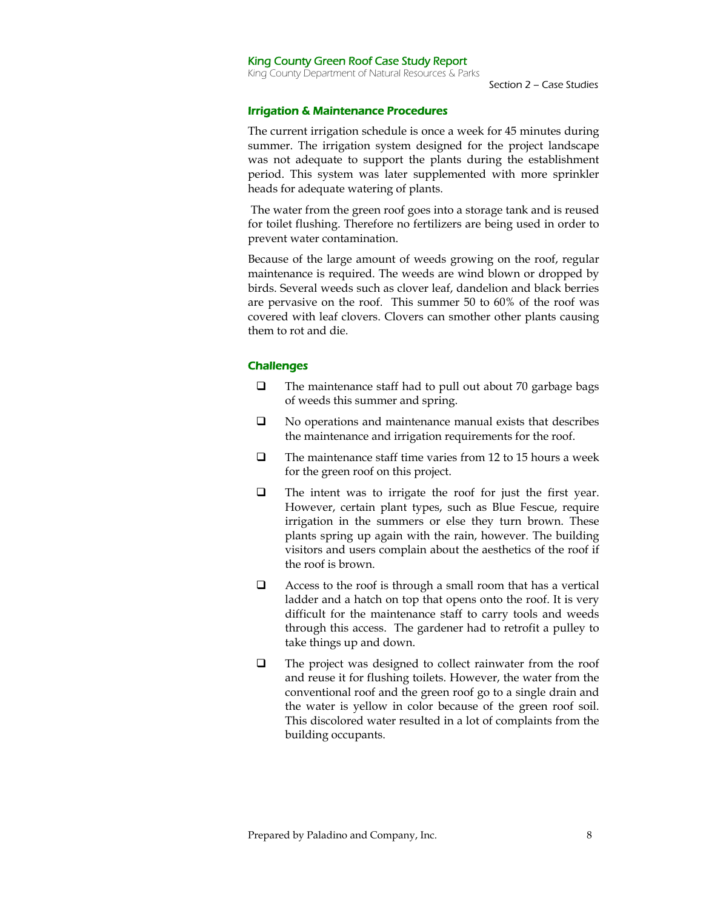### Irrigation & Maintenance Procedures

The current irrigation schedule is once a week for 45 minutes during summer. The irrigation system designed for the project landscape was not adequate to support the plants during the establishment period. This system was later supplemented with more sprinkler heads for adequate watering of plants.

The water from the green roof goes into a storage tank and is reused for toilet flushing. Therefore no fertilizers are being used in order to prevent water contamination.

Because of the large amount of weeds growing on the roof, regular maintenance is required. The weeds are wind blown or dropped by birds. Several weeds such as clover leaf, dandelion and black berries are pervasive on the roof. This summer 50 to 60% of the roof was covered with leaf clovers. Clovers can smother other plants causing them to rot and die.

### Challenges

- The maintenance staff had to pull out about 70 garbage bags of weeds this summer and spring.
- No operations and maintenance manual exists that describes the maintenance and irrigation requirements for the roof.
- The maintenance staff time varies from 12 to 15 hours a week for the green roof on this project.
- The intent was to irrigate the roof for just the first year. However, certain plant types, such as Blue Fescue, require irrigation in the summers or else they turn brown. These plants spring up again with the rain, however. The building visitors and users complain about the aesthetics of the roof if the roof is brown.
- Access to the roof is through a small room that has a vertical ladder and a hatch on top that opens onto the roof. It is very difficult for the maintenance staff to carry tools and weeds through this access. The gardener had to retrofit a pulley to take things up and down.
- The project was designed to collect rainwater from the roof and reuse it for flushing toilets. However, the water from the conventional roof and the green roof go to a single drain and the water is yellow in color because of the green roof soil. This discolored water resulted in a lot of complaints from the building occupants.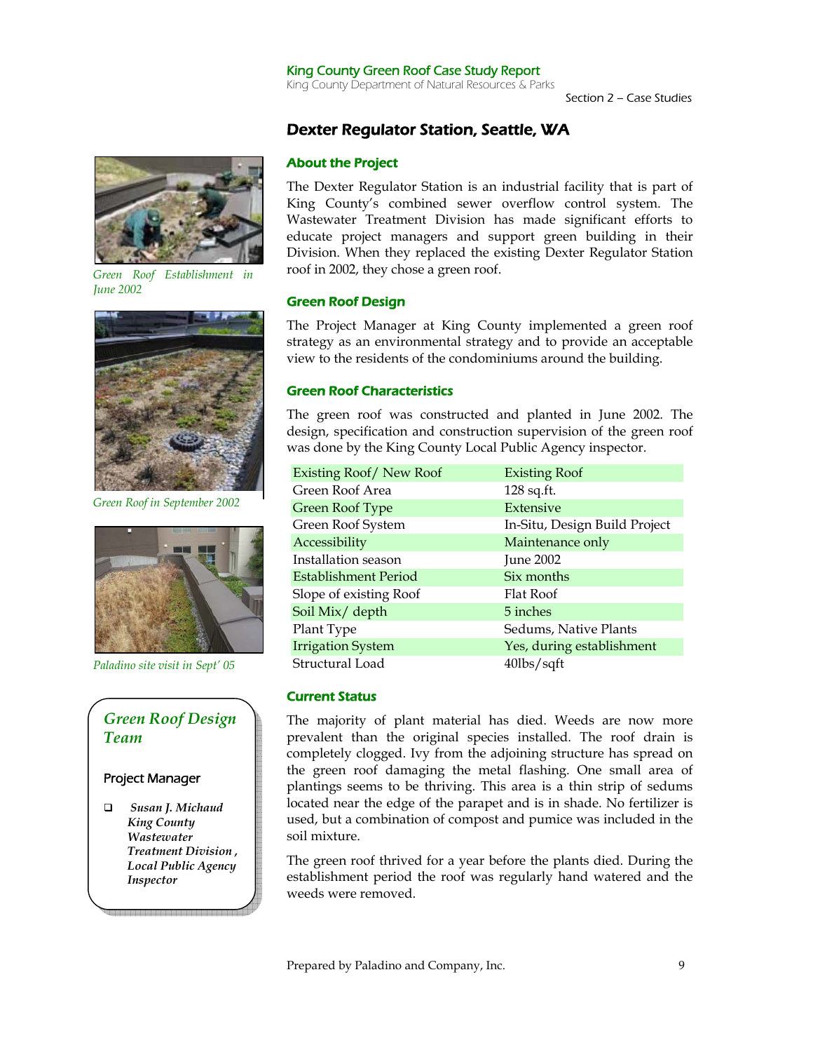## Dexter Regulator Station, Seattle, WA

*Green Roof Establishment in June 2002*

*Green Roof in September 2002*

*Paladino site visit in Sept' 05*

### About the Project

The Dexter Regulator Station is an industrial facility that is part of King County's combined sewer overflow control system. The Wastewater Treatment Division has made significant efforts to educate project managers and support green building in their Division. When they replaced the existing Dexter Regulator Station roof in 2002, they chose a green roof.

### Green Roof Design

The Project Manager at King County implemented a green roof strategy as an environmental strategy and to provide an acceptable view to the residents of the condominiums around the building.

### Green Roof Characteristics

The green roof was constructed and planted in June 2002. The design, specification and construction supervision of the green roof was done by the King County Local Public Agency inspector.

| Existing Roof/ New Roof | Existing Roof |
|---|---|
| Green Roof Area | 128 sq.ft. |
| Green Roof Type | Extensive |
| Green Roof System | In-Situ, Design Build Project |
| Accessibility | Maintenance only |
| Installation season | June 2002 |
| Establishment Period | Six months |
| Slope of existing Roof | Flat Roof |
| Soil Mix/ depth | 5 inches |
| Plant Type | Sedums, Native Plants |
| Irrigation System | Yes, during establishment |
| Structural Load | 40lbs/sqft |

### Current Status

The majority of plant material has died. Weeds are now more prevalent than the original species installed. The roof drain is completely clogged. Ivy from the adjoining structure has spread on the green roof damaging the metal flashing. One small area of plantings seems to be thriving. This area is a thin strip of sedums located near the edge of the parapet and is in shade. No fertilizer is used, but a combination of compost and pumice was included in the soil mixture.

The green roof thrived for a year before the plants died. During the establishment period the roof was regularly hand watered and the weeds were removed.

### *Green Roof Design Team*

**Project Manager**

- ***Susan J. Michaud King County Wastewater Treatment Division , Local Public Agency Inspector***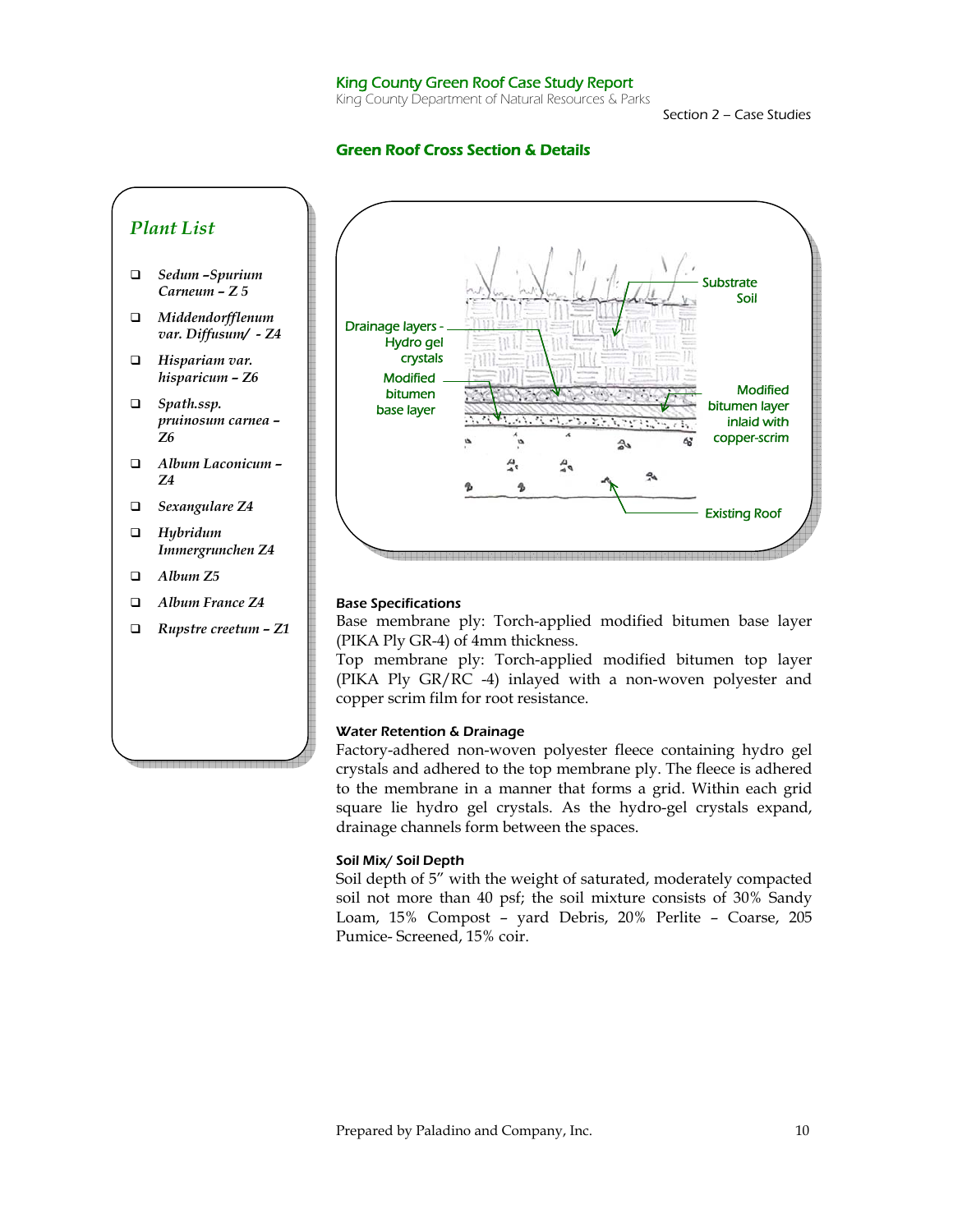## Green Roof Cross Section & Details

### *Plant List*

- *Sedum –Spurium Carneum – Z 5*
- *Middendorfflenum var. Diffusum/ - Z4*
- *Hispariam var. hisparicum – Z6*
- *Spath.ssp. pruinosum carnea – Z6*
- *Album Laconicum – Z4*
- *Sexangulare Z4*
- *Hybridum Immergrunchen Z4*
- *Album Z5*
- *Album France Z4*
- *Rupstre creetum – Z1*

Substrate Soil

Drainage layers - Hydro gel crystals

Modified bitumen base layer

Modified bitumen layer inlaid with copper-scrim

Existing Roof

#### Base Specifications

Base membrane ply: Torch-applied modified bitumen base layer (PIKA Ply GR-4) of 4mm thickness.

Top membrane ply: Torch-applied modified bitumen top layer (PIKA Ply GR/RC -4) inlayed with a non-woven polyester and copper scrim film for root resistance.

#### Water Retention & Drainage

Factory-adhered non-woven polyester fleece containing hydro gel crystals and adhered to the top membrane ply. The fleece is adhered to the membrane in a manner that forms a grid. Within each grid square lie hydro gel crystals. As the hydro-gel crystals expand, drainage channels form between the spaces.

#### Soil Mix/ Soil Depth

Soil depth of 5" with the weight of saturated, moderately compacted soil not more than 40 psf; the soil mixture consists of 30% Sandy Loam, 15% Compost – yard Debris, 20% Perlite – Coarse, 205 Pumice- Screened, 15% coir.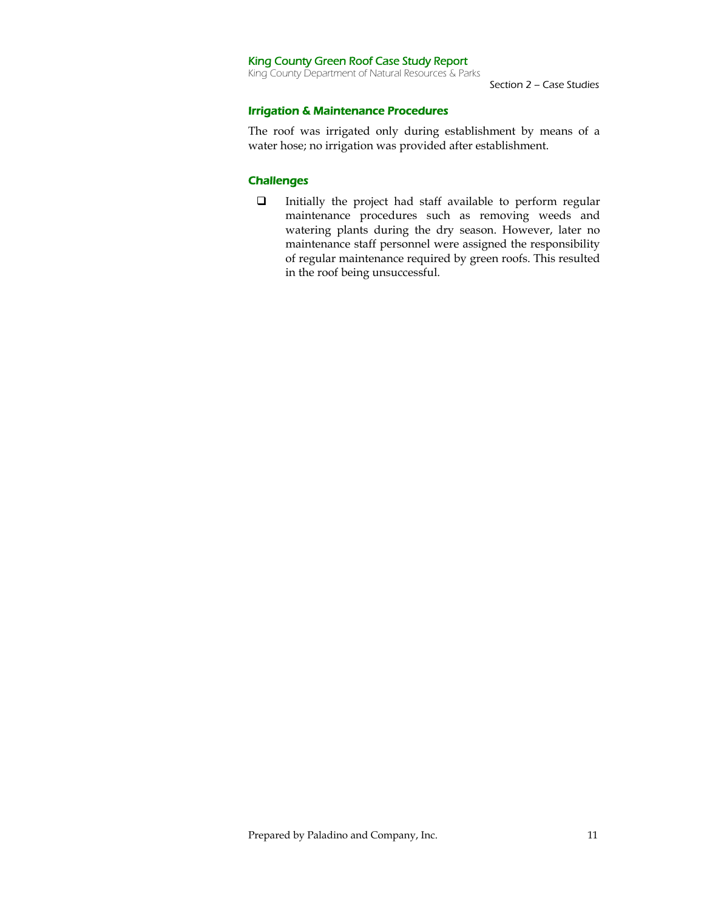### Irrigation & Maintenance Procedures

The roof was irrigated only during establishment by means of a water hose; no irrigation was provided after establishment.

### Challenges

- Initially the project had staff available to perform regular maintenance procedures such as removing weeds and watering plants during the dry season. However, later no maintenance staff personnel were assigned the responsibility of regular maintenance required by green roofs. This resulted in the roof being unsuccessful.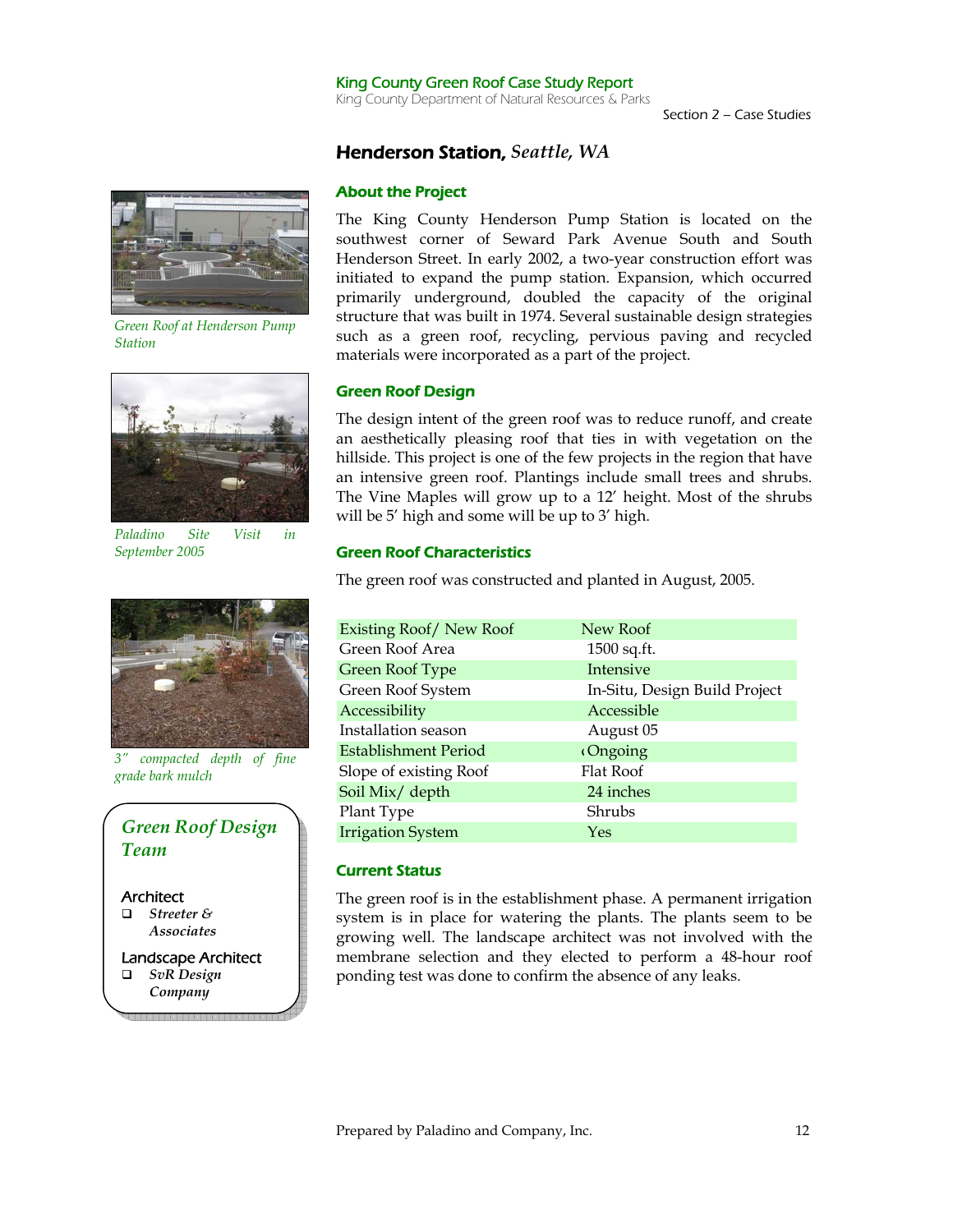## Henderson Station, *Seattle, WA*

### About the Project

The King County Henderson Pump Station is located on the southwest corner of Seward Park Avenue South and South Henderson Street. In early 2002, a two-year construction effort was initiated to expand the pump station. Expansion, which occurred primarily underground, doubled the capacity of the original structure that was built in 1974. Several sustainable design strategies such as a green roof, recycling, pervious paving and recycled materials were incorporated as a part of the project.

*Green Roof at Henderson Pump Station*

*Paladino Site Visit in September 2005*

*3" compacted depth of fine grade bark mulch*

### Green Roof Design

The design intent of the green roof was to reduce runoff, and create an aesthetically pleasing roof that ties in with vegetation on the hillside. This project is one of the few projects in the region that have an intensive green roof. Plantings include small trees and shrubs. The Vine Maples will grow up to a 12' height. Most of the shrubs will be 5' high and some will be up to 3' high.

### Green Roof Characteristics

The green roof was constructed and planted in August, 2005.

| | |
|---|---|
| Existing Roof/ New Roof | New Roof |
| Green Roof Area | 1500 sq.ft. |
| Green Roof Type | Intensive |
| Green Roof System | In-Situ, Design Build Project |
| Accessibility | Accessible |
| Installation season | August 05 |
| Establishment Period | Ongoing |
| Slope of existing Roof | Flat Roof |
| Soil Mix/ depth | 24 inches |
| Plant Type | Shrubs |
| Irrigation System | Yes |

### Current Status

The green roof is in the establishment phase. A permanent irrigation system is in place for watering the plants. The plants seem to be growing well. The landscape architect was not involved with the membrane selection and they elected to perform a 48-hour roof ponding test was done to confirm the absence of any leaks.

***Green Roof Design Team***

Architect
- ***Streeter & Associates***

Landscape Architect
- ***SvR Design Company***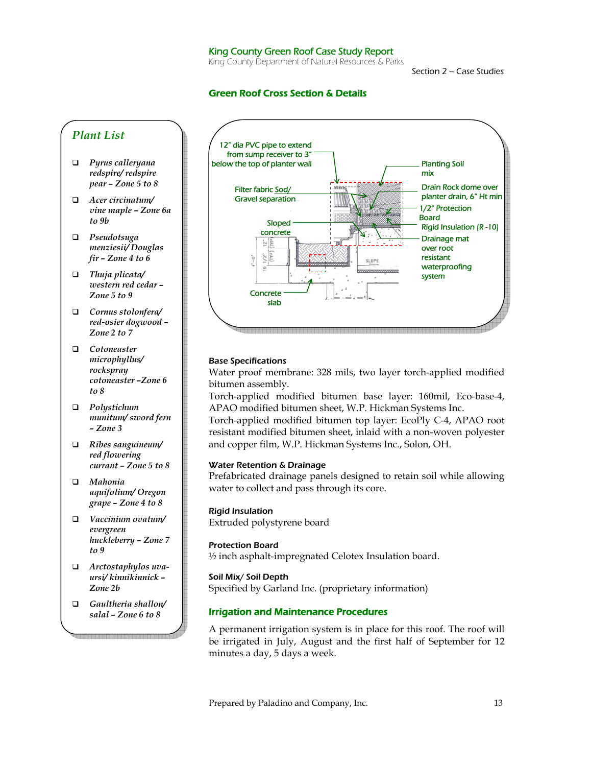## Green Roof Cross Section & Details

12" dia PVC pipe to extend from sump receiver to 3" below the top of planter wall

Planting Soil mix

Filter fabric Sod/ Gravel separation

Drain Rock dome over planter drain, 6" Ht min

1/2" Protection Board

Sloped concrete

Rigid Insulation (R -10)

Drainage mat over root resistant waterproofing system

Concrete slab

### Plant List

- *Pyrus calleryana redspire/ redspire pear – Zone 5 to 8*
- *Acer circinatum/ vine maple – Zone 6a to 9b*
- *Pseudotsuga menziesii/ Douglas fir – Zone 4 to 6*
- *Thuja plicata/ western red cedar – Zone 5 to 9*
- *Cornus stolonfera/ red-osier dogwood – Zone 2 to 7*
- *Cotoneaster microphyllus/ rockspray cotoneaster –Zone 6 to 8*
- *Polystichum munitum/ sword fern – Zone 3*
- *Ribes sanguineum/ red flowering currant – Zone 5 to 8*
- *Mahonia aquifolium/ Oregon grape – Zone 4 to 8*
- *Vaccinium ovatum/ evergreen huckleberry – Zone 7 to 9*
- *Arctostaphylos uva-ursi/ kinnikinnick – Zone 2b*
- *Gaultheria shallon/ salal – Zone 6 to 8*

#### Base Specifications

Water proof membrane: 328 mils, two layer torch-applied modified bitumen assembly.

Torch-applied modified bitumen base layer: 160mil, Eco-base-4, APAO modified bitumen sheet, W.P. Hickman Systems Inc.

Torch-applied modified bitumen top layer: EcoPly C-4, APAO root resistant modified bitumen sheet, inlaid with a non-woven polyester and copper film, W.P. Hickman Systems Inc., Solon, OH.

#### Water Retention & Drainage

Prefabricated drainage panels designed to retain soil while allowing water to collect and pass through its core.

#### Rigid Insulation

Extruded polystyrene board

#### Protection Board

½ inch asphalt-impregnated Celotex Insulation board.

#### Soil Mix/ Soil Depth

Specified by Garland Inc. (proprietary information)

## Irrigation and Maintenance Procedures

A permanent irrigation system is in place for this roof. The roof will be irrigated in July, August and the first half of September for 12 minutes a day, 5 days a week.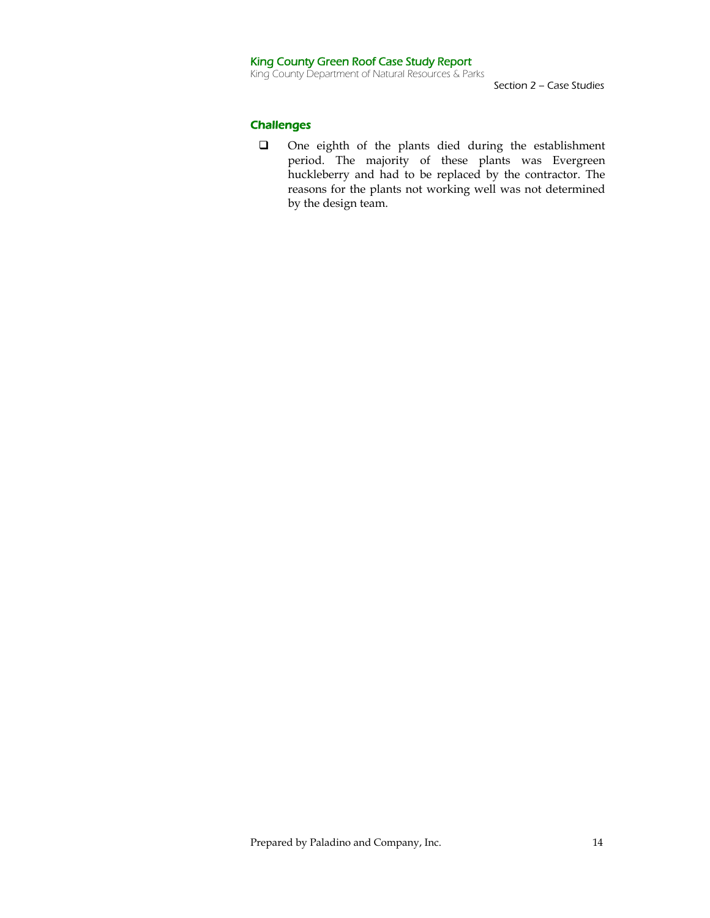### Challenges

- One eighth of the plants died during the establishment period. The majority of these plants was Evergreen huckleberry and had to be replaced by the contractor. The reasons for the plants not working well was not determined by the design team.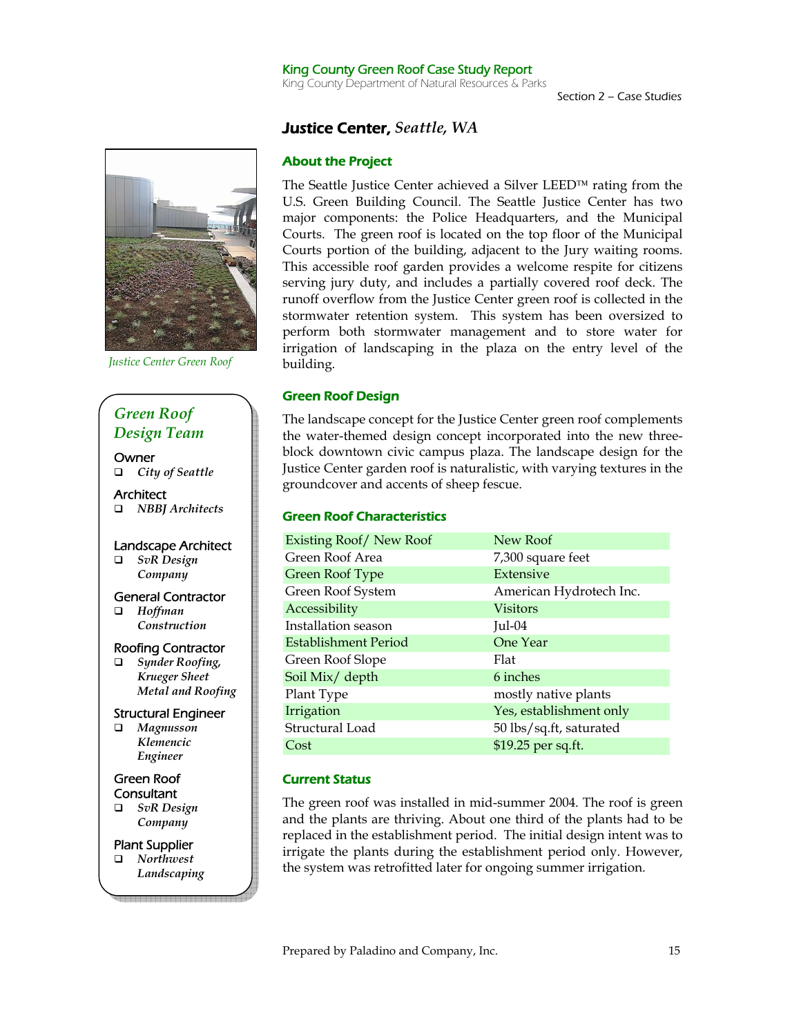## Justice Center, *Seattle, WA*

*Justice Center Green Roof*

### About the Project

The Seattle Justice Center achieved a Silver LEED™ rating from the U.S. Green Building Council. The Seattle Justice Center has two major components: the Police Headquarters, and the Municipal Courts. The green roof is located on the top floor of the Municipal Courts portion of the building, adjacent to the Jury waiting rooms. This accessible roof garden provides a welcome respite for citizens serving jury duty, and includes a partially covered roof deck. The runoff overflow from the Justice Center green roof is collected in the stormwater retention system. This system has been oversized to perform both stormwater management and to store water for irrigation of landscaping in the plaza on the entry level of the building.

### Green Roof Design

The landscape concept for the Justice Center green roof complements the water-themed design concept incorporated into the new three-block downtown civic campus plaza. The landscape design for the Justice Center garden roof is naturalistic, with varying textures in the groundcover and accents of sheep fescue.

### Green Roof Characteristics

| | |
|---|---|
| Existing Roof/ New Roof | New Roof |
| Green Roof Area | 7,300 square feet |
| Green Roof Type | Extensive |
| Green Roof System | American Hydrotech Inc. |
| Accessibility | Visitors |
| Installation season | Jul-04 |
| Establishment Period | One Year |
| Green Roof Slope | Flat |
| Soil Mix/ depth | 6 inches |
| Plant Type | mostly native plants |
| Irrigation | Yes, establishment only |
| Structural Load | 50 lbs/sq.ft, saturated |
| Cost | $19.25 per sq.ft. |

### Current Status

The green roof was installed in mid-summer 2004. The roof is green and the plants are thriving. About one third of the plants had to be replaced in the establishment period. The initial design intent was to irrigate the plants during the establishment period only. However, the system was retrofitted later for ongoing summer irrigation.

### *Green Roof Design Team*

**Owner**
- *City of Seattle*

**Architect**
- *NBBJ Architects*

**Landscape Architect**
- *SvR Design Company*

**General Contractor**
- *Hoffman Construction*

**Roofing Contractor**
- *Synder Roofing, Krueger Sheet Metal and Roofing*

**Structural Engineer**
- *Magnusson Klemencic Engineer*

**Green Roof Consultant**
- *SvR Design Company*

**Plant Supplier**
- *Northwest Landscaping*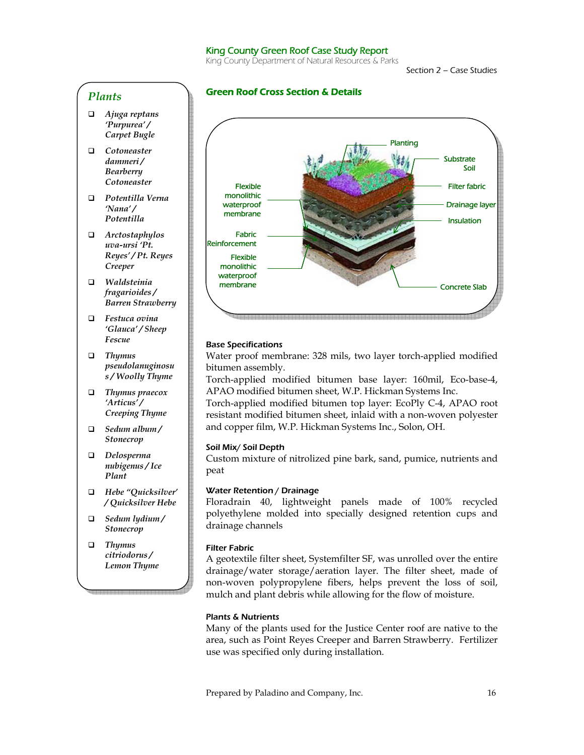## Plants

- *Ajuga reptans 'Purpurea' / Carpet Bugle*
- *Cotoneaster dammeri / Bearberry Cotoneaster*
- *Potentilla Verna 'Nana' / Potentilla*
- *Arctostaphylos uva-ursi 'Pt. Reyes' / Pt. Reyes Creeper*
- *Waldsteinia fragarioides / Barren Strawberry*
- *Festuca ovina 'Glauca' / Sheep Fescue*
- *Thymus pseudolanuginosus / Woolly Thyme*
- *Thymus praecox 'Articus' / Creeping Thyme*
- *Sedum album / Stonecrop*
- *Delosperma nubigenus / Ice Plant*
- *Hebe "Quicksilver' / Quicksilver Hebe*
- *Sedum lydium / Stonecrop*
- *Thymus citriodorus / Lemon Thyme*

## Green Roof Cross Section & Details

Planting

Substrate Soil

Filter fabric

Drainage layer

Insulation

Concrete Slab

Flexible monolithic waterproof membrane

Fabric Reinforcement

Flexible monolithic waterproof membrane

### Base Specifications

Water proof membrane: 328 mils, two layer torch-applied modified bitumen assembly.

Torch-applied modified bitumen base layer: 160mil, Eco-base-4, APAO modified bitumen sheet, W.P. Hickman Systems Inc.

Torch-applied modified bitumen top layer: EcoPly C-4, APAO root resistant modified bitumen sheet, inlaid with a non-woven polyester and copper film, W.P. Hickman Systems Inc., Solon, OH.

### Soil Mix/ Soil Depth

Custom mixture of nitrolized pine bark, sand, pumice, nutrients and peat

### Water Retention / Drainage

Floradrain 40, lightweight panels made of 100% recycled polyethylene molded into specially designed retention cups and drainage channels

### Filter Fabric

A geotextile filter sheet, Systemfilter SF, was unrolled over the entire drainage/water storage/aeration layer. The filter sheet, made of non-woven polypropylene fibers, helps prevent the loss of soil, mulch and plant debris while allowing for the flow of moisture.

### Plants & Nutrients

Many of the plants used for the Justice Center roof are native to the area, such as Point Reyes Creeper and Barren Strawberry. Fertilizer use was specified only during installation.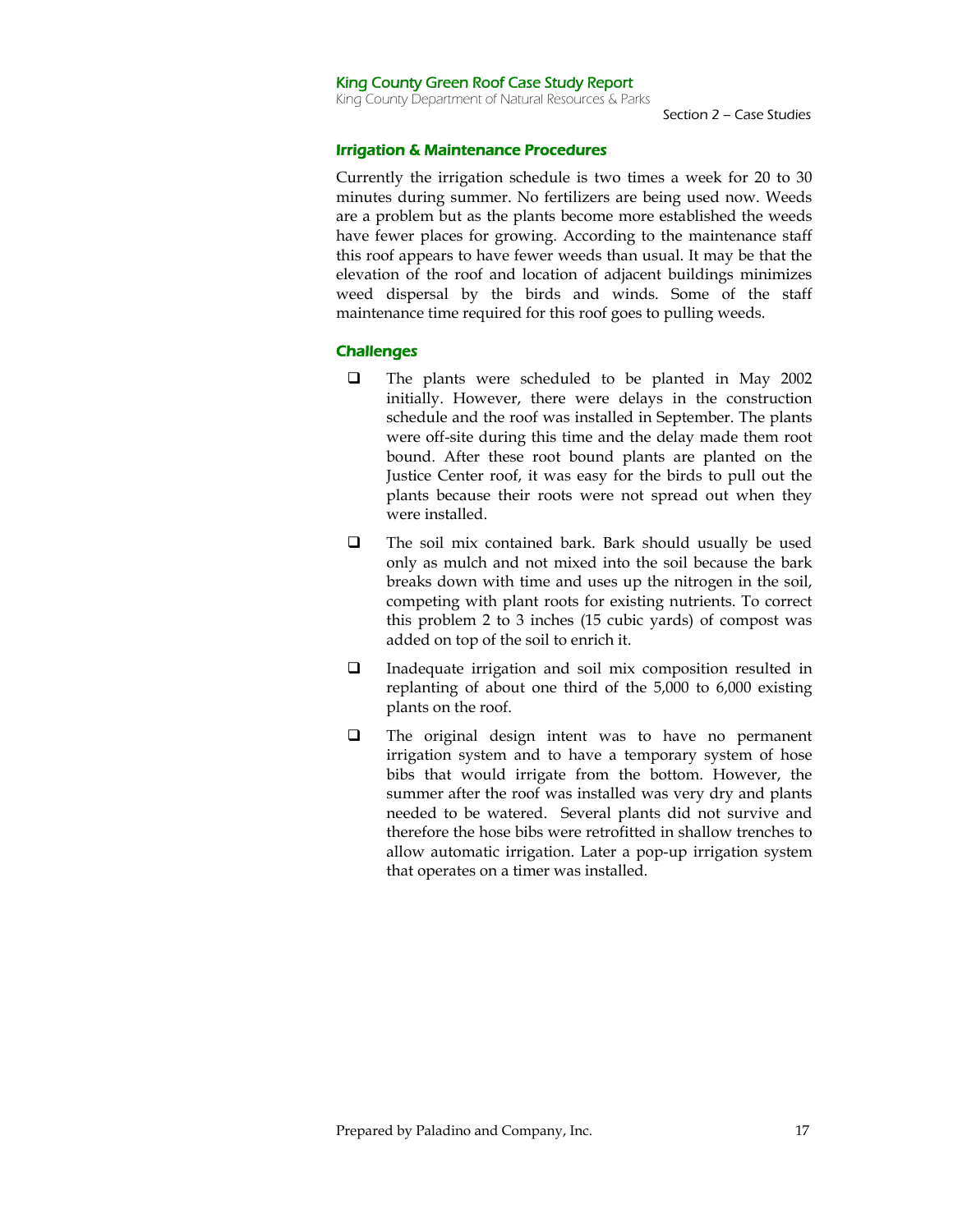### Irrigation & Maintenance Procedures

Currently the irrigation schedule is two times a week for 20 to 30 minutes during summer. No fertilizers are being used now. Weeds are a problem but as the plants become more established the weeds have fewer places for growing. According to the maintenance staff this roof appears to have fewer weeds than usual. It may be that the elevation of the roof and location of adjacent buildings minimizes weed dispersal by the birds and winds. Some of the staff maintenance time required for this roof goes to pulling weeds.

### Challenges

- The plants were scheduled to be planted in May 2002 initially. However, there were delays in the construction schedule and the roof was installed in September. The plants were off-site during this time and the delay made them root bound. After these root bound plants are planted on the Justice Center roof, it was easy for the birds to pull out the plants because their roots were not spread out when they were installed.
- The soil mix contained bark. Bark should usually be used only as mulch and not mixed into the soil because the bark breaks down with time and uses up the nitrogen in the soil, competing with plant roots for existing nutrients. To correct this problem 2 to 3 inches (15 cubic yards) of compost was added on top of the soil to enrich it.
- Inadequate irrigation and soil mix composition resulted in replanting of about one third of the 5,000 to 6,000 existing plants on the roof.
- The original design intent was to have no permanent irrigation system and to have a temporary system of hose bibs that would irrigate from the bottom. However, the summer after the roof was installed was very dry and plants needed to be watered. Several plants did not survive and therefore the hose bibs were retrofitted in shallow trenches to allow automatic irrigation. Later a pop-up irrigation system that operates on a timer was installed.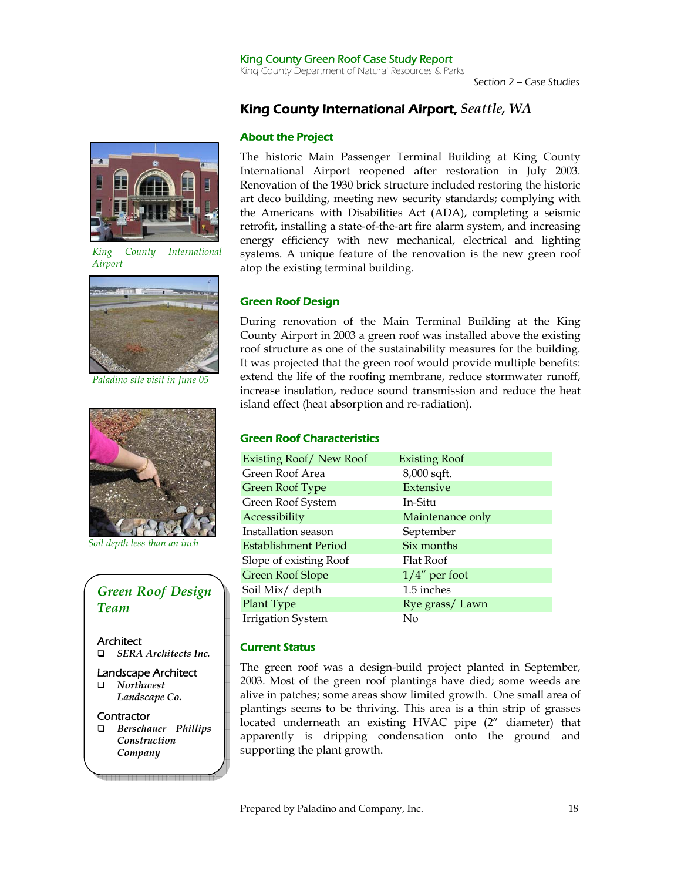## King County International Airport, *Seattle, WA*

### About the Project

The historic Main Passenger Terminal Building at King County International Airport reopened after restoration in July 2003. Renovation of the 1930 brick structure included restoring the historic art deco building, meeting new security standards; complying with the Americans with Disabilities Act (ADA), completing a seismic retrofit, installing a state-of-the-art fire alarm system, and increasing energy efficiency with new mechanical, electrical and lighting systems. A unique feature of the renovation is the new green roof atop the existing terminal building.

*King County International Airport*

*Paladino site visit in June 05*

*Soil depth less than an inch*

### Green Roof Design

During renovation of the Main Terminal Building at the King County Airport in 2003 a green roof was installed above the existing roof structure as one of the sustainability measures for the building. It was projected that the green roof would provide multiple benefits: extend the life of the roofing membrane, reduce stormwater runoff, increase insulation, reduce sound transmission and reduce the heat island effect (heat absorption and re-radiation).

### Green Roof Characteristics

| | |
|---|---|
| Existing Roof/ New Roof | Existing Roof |
| Green Roof Area | 8,000 sqft. |
| Green Roof Type | Extensive |
| Green Roof System | In-Situ |
| Accessibility | Maintenance only |
| Installation season | September |
| Establishment Period | Six months |
| Slope of existing Roof | Flat Roof |
| Green Roof Slope | 1/4" per foot |
| Soil Mix/ depth | 1.5 inches |
| Plant Type | Rye grass/ Lawn |
| Irrigation System | No |

### Current Status

The green roof was a design-build project planted in September, 2003. Most of the green roof plantings have died; some weeds are alive in patches; some areas show limited growth. One small area of plantings seems to be thriving. This area is a thin strip of grasses located underneath an existing HVAC pipe (2" diameter) that apparently is dripping condensation onto the ground and supporting the plant growth.

### *Green Roof Design Team*

**Architect**
- ***SERA Architects Inc.***

**Landscape Architect**
- ***Northwest Landscape Co.***

**Contractor**
- ***Berschauer Phillips Construction Company***

Prepared by Paladino and Company, Inc.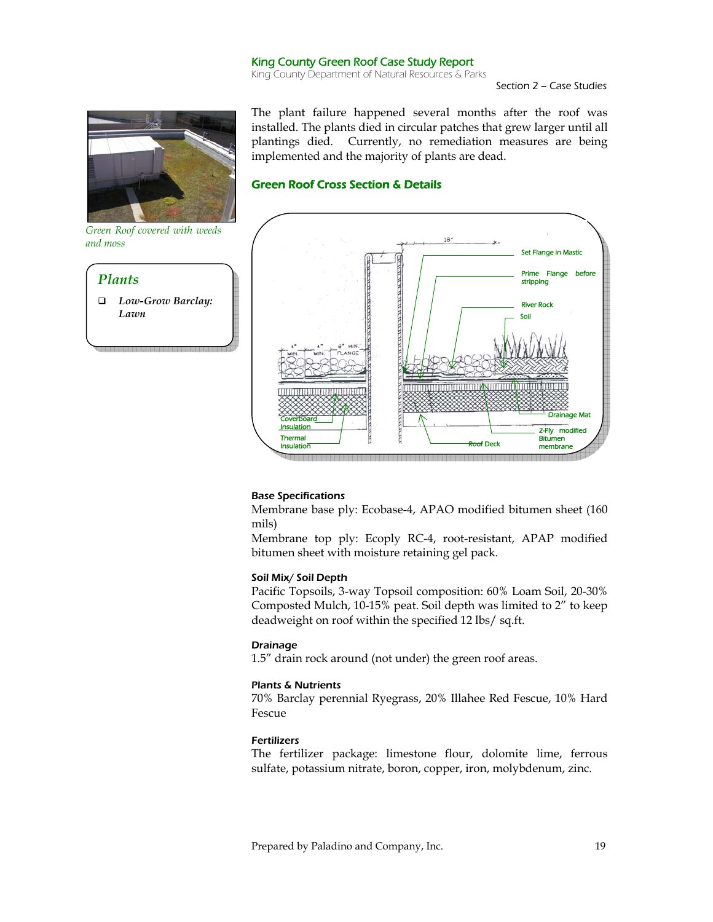Green Roof covered with weeds and moss

### Plants

- Low-Grow Barclay: Lawn

The plant failure happened several months after the roof was installed. The plants died in circular patches that grew larger until all plantings died. Currently, no remediation measures are being implemented and the majority of plants are dead.

## Green Roof Cross Section & Details

Set Flange in Mastic

Prime Flange before stripping

River Rock

Soil

Drainage Mat

2-Ply modified Bitumen membrane

Roof Deck

Coverboard Insulation

Thermal Insulation

#### Base Specifications

Membrane base ply: Ecobase-4, APAO modified bitumen sheet (160 mils)

Membrane top ply: Ecoply RC-4, root-resistant, APAP modified bitumen sheet with moisture retaining gel pack.

#### Soil Mix/ Soil Depth

Pacific Topsoils, 3-way Topsoil composition: 60% Loam Soil, 20-30% Composted Mulch, 10-15% peat. Soil depth was limited to 2" to keep deadweight on roof within the specified 12 lbs/ sq.ft.

#### Drainage

1.5" drain rock around (not under) the green roof areas.

#### Plants & Nutrients

70% Barclay perennial Ryegrass, 20% Illahee Red Fescue, 10% Hard Fescue

#### Fertilizers

The fertilizer package: limestone flour, dolomite lime, ferrous sulfate, potassium nitrate, boron, copper, iron, molybdenum, zinc.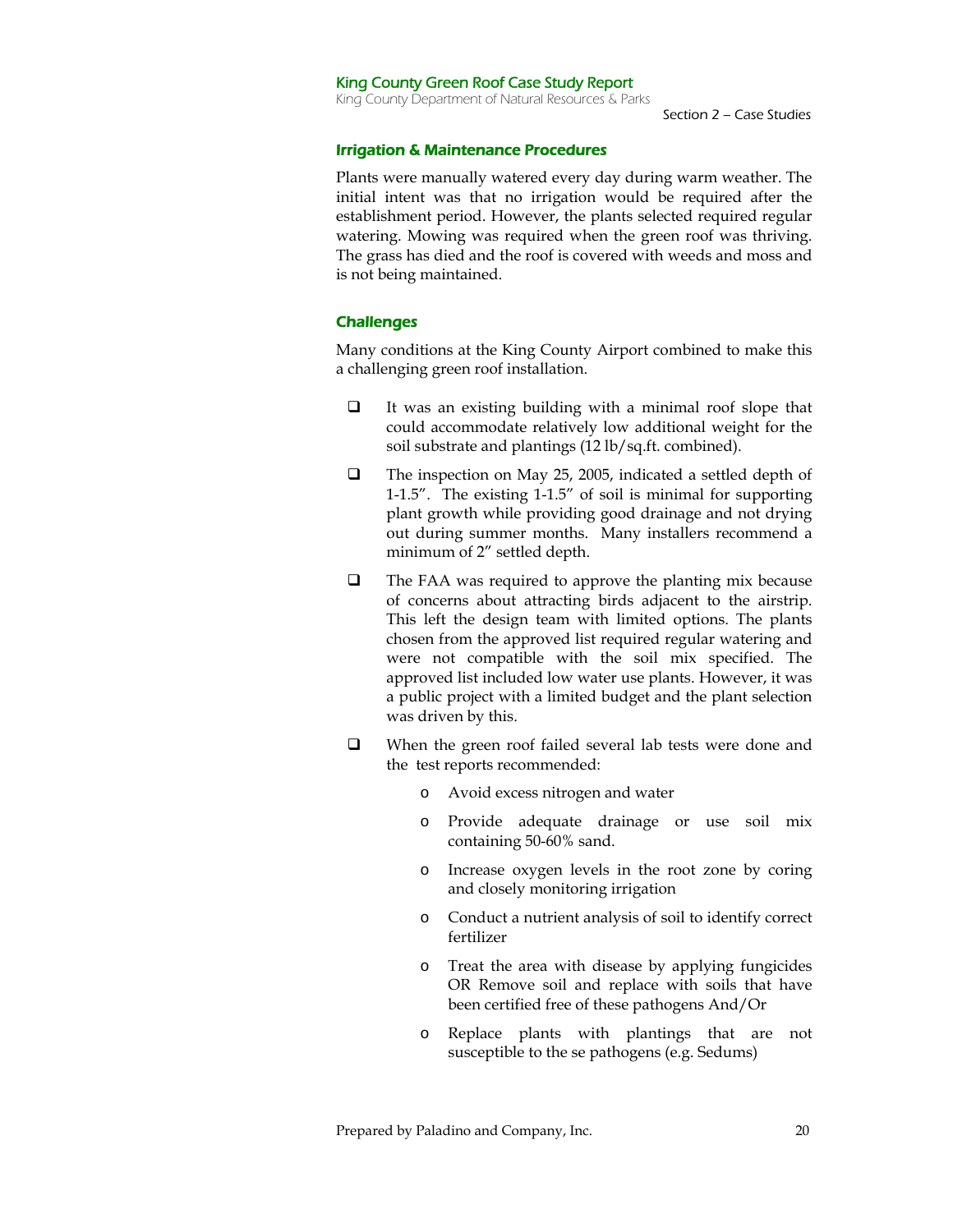### Irrigation & Maintenance Procedures

Plants were manually watered every day during warm weather. The initial intent was that no irrigation would be required after the establishment period. However, the plants selected required regular watering. Mowing was required when the green roof was thriving. The grass has died and the roof is covered with weeds and moss and is not being maintained.

### Challenges

Many conditions at the King County Airport combined to make this a challenging green roof installation.

- It was an existing building with a minimal roof slope that could accommodate relatively low additional weight for the soil substrate and plantings (12 lb/sq.ft. combined).
- The inspection on May 25, 2005, indicated a settled depth of 1-1.5". The existing 1-1.5" of soil is minimal for supporting plant growth while providing good drainage and not drying out during summer months. Many installers recommend a minimum of 2" settled depth.
- The FAA was required to approve the planting mix because of concerns about attracting birds adjacent to the airstrip. This left the design team with limited options. The plants chosen from the approved list required regular watering and were not compatible with the soil mix specified. The approved list included low water use plants. However, it was a public project with a limited budget and the plant selection was driven by this.
- When the green roof failed several lab tests were done and the test reports recommended:
  - Avoid excess nitrogen and water
  - Provide adequate drainage or use soil mix containing 50-60% sand.
  - Increase oxygen levels in the root zone by coring and closely monitoring irrigation
  - Conduct a nutrient analysis of soil to identify correct fertilizer
  - Treat the area with disease by applying fungicides OR Remove soil and replace with soils that have been certified free of these pathogens And/Or
  - Replace plants with plantings that are not susceptible to the se pathogens (e.g. Sedums)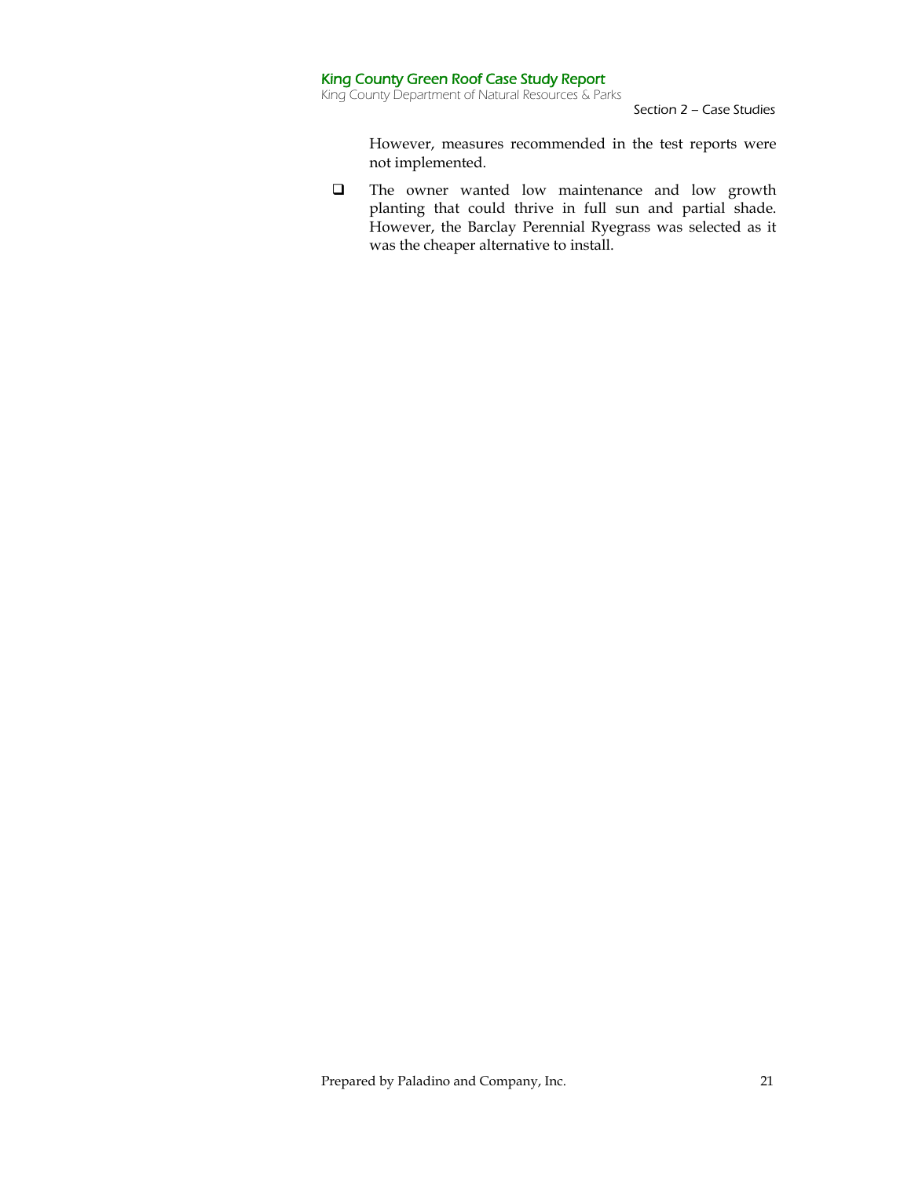However, measures recommended in the test reports were not implemented.

- The owner wanted low maintenance and low growth planting that could thrive in full sun and partial shade. However, the Barclay Perennial Ryegrass was selected as it was the cheaper alternative to install.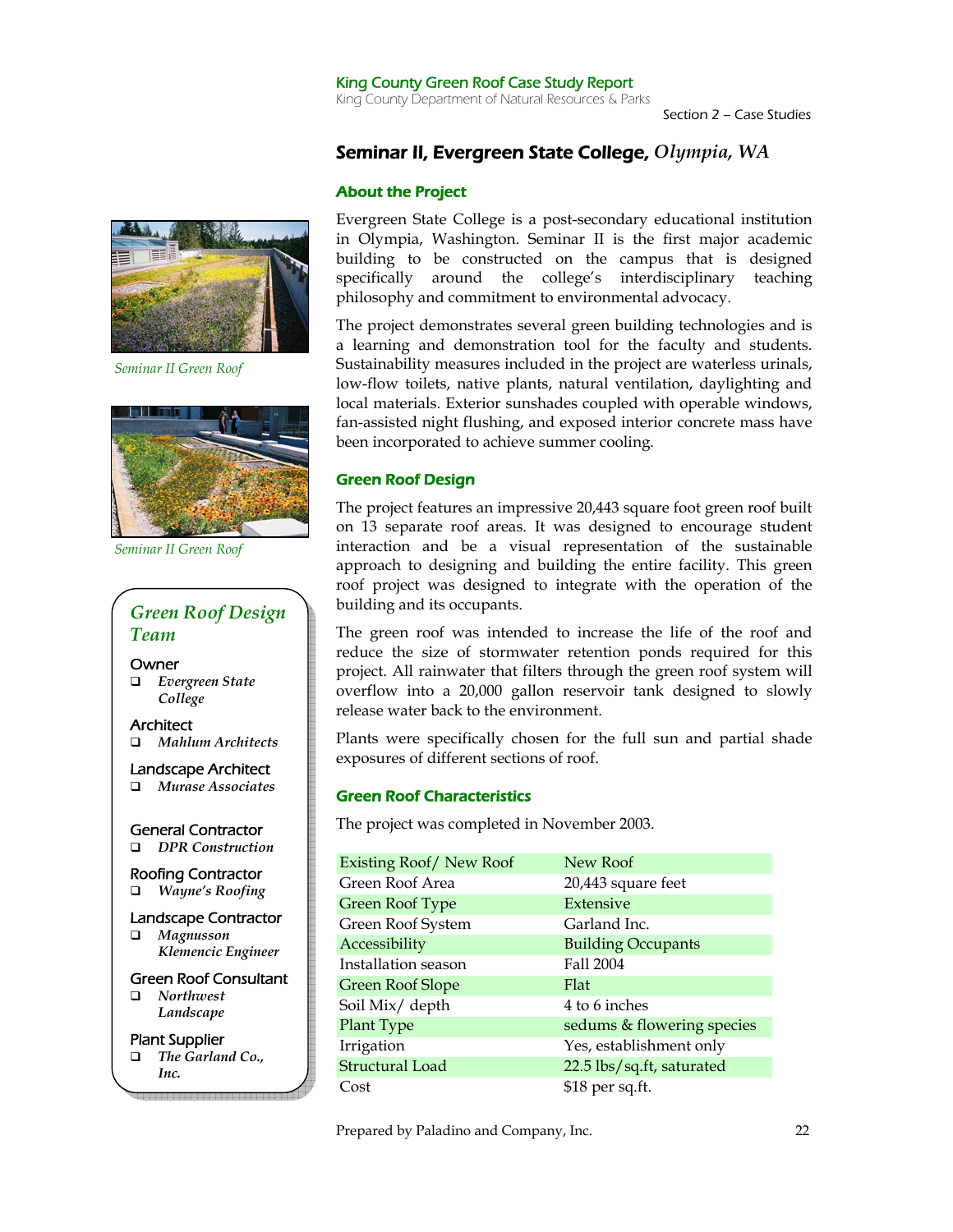# Seminar II, Evergreen State College, *Olympia, WA*

## About the Project

Evergreen State College is a post-secondary educational institution in Olympia, Washington. Seminar II is the first major academic building to be constructed on the campus that is designed specifically around the college's interdisciplinary teaching philosophy and commitment to environmental advocacy.

The project demonstrates several green building technologies and is a learning and demonstration tool for the faculty and students. Sustainability measures included in the project are waterless urinals, low-flow toilets, native plants, natural ventilation, daylighting and local materials. Exterior sunshades coupled with operable windows, fan-assisted night flushing, and exposed interior concrete mass have been incorporated to achieve summer cooling.

*Seminar II Green Roof*

*Seminar II Green Roof*

## Green Roof Design

The project features an impressive 20,443 square foot green roof built on 13 separate roof areas. It was designed to encourage student interaction and be a visual representation of the sustainable approach to designing and building the entire facility. This green roof project was designed to integrate with the operation of the building and its occupants.

The green roof was intended to increase the life of the roof and reduce the size of stormwater retention ponds required for this project. All rainwater that filters through the green roof system will overflow into a 20,000 gallon reservoir tank designed to slowly release water back to the environment.

Plants were specifically chosen for the full sun and partial shade exposures of different sections of roof.

### Green Roof Design Team

**Owner**
- *Evergreen State College*

**Architect**
- *Mahlum Architects*

**Landscape Architect**
- *Murase Associates*

**General Contractor**
- *DPR Construction*

**Roofing Contractor**
- *Wayne's Roofing*

**Landscape Contractor**
- *Magnusson Klemencic Engineer*

**Green Roof Consultant**
- *Northwest Landscape*

**Plant Supplier**
- *The Garland Co., Inc.*

## Green Roof Characteristics

The project was completed in November 2003.

| | |
|---|---|
| Existing Roof/ New Roof | New Roof |
| Green Roof Area | 20,443 square feet |
| Green Roof Type | Extensive |
| Green Roof System | Garland Inc. |
| Accessibility | Building Occupants |
| Installation season | Fall 2004 |
| Green Roof Slope | Flat |
| Soil Mix/ depth | 4 to 6 inches |
| Plant Type | sedums & flowering species |
| Irrigation | Yes, establishment only |
| Structural Load | 22.5 lbs/sq.ft, saturated |
| Cost | $18 per sq.ft. |

Prepared by Paladino and Company, Inc.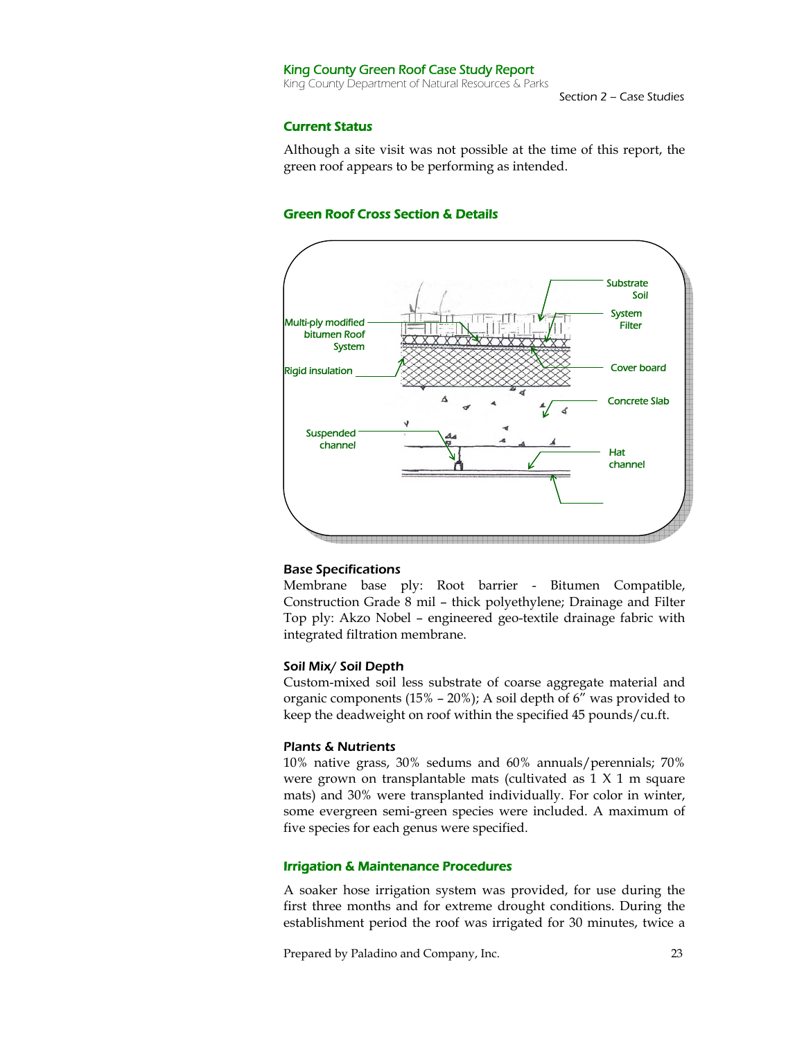### Current Status

Although a site visit was not possible at the time of this report, the green roof appears to be performing as intended.

### Green Roof Cross Section & Details

Substrate Soil

System Filter

Multi-ply modified bitumen Roof System

Cover board

Rigid insulation

Concrete Slab

Suspended channel

Hat channel

#### Base Specifications

Membrane base ply: Root barrier - Bitumen Compatible, Construction Grade 8 mil – thick polyethylene; Drainage and Filter Top ply: Akzo Nobel – engineered geo-textile drainage fabric with integrated filtration membrane.

#### Soil Mix/ Soil Depth

Custom-mixed soil less substrate of coarse aggregate material and organic components (15% – 20%); A soil depth of 6" was provided to keep the deadweight on roof within the specified 45 pounds/cu.ft.

#### Plants & Nutrients

10% native grass, 30% sedums and 60% annuals/perennials; 70% were grown on transplantable mats (cultivated as 1 X 1 m square mats) and 30% were transplanted individually. For color in winter, some evergreen semi-green species were included. A maximum of five species for each genus were specified.

### Irrigation & Maintenance Procedures

A soaker hose irrigation system was provided, for use during the first three months and for extreme drought conditions. During the establishment period the roof was irrigated for 30 minutes, twice a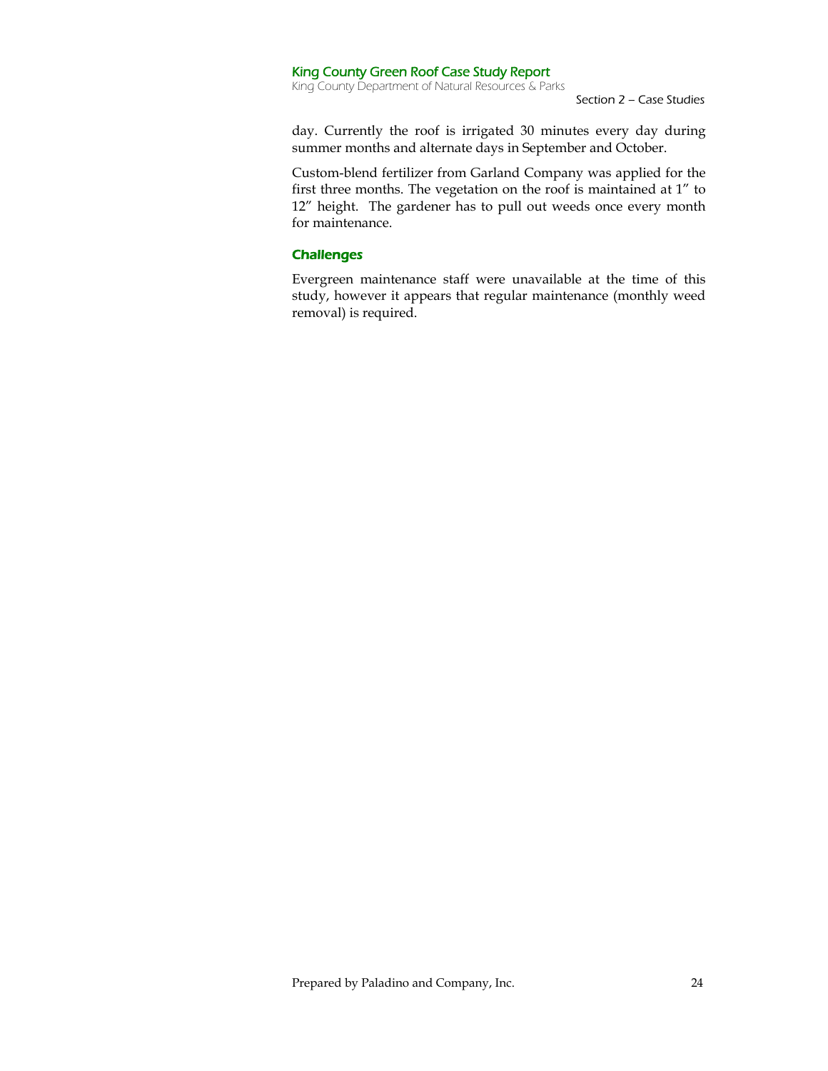day. Currently the roof is irrigated 30 minutes every day during summer months and alternate days in September and October.

Custom-blend fertilizer from Garland Company was applied for the first three months. The vegetation on the roof is maintained at 1″ to 12″ height. The gardener has to pull out weeds once every month for maintenance.

### Challenges

Evergreen maintenance staff were unavailable at the time of this study, however it appears that regular maintenance (monthly weed removal) is required.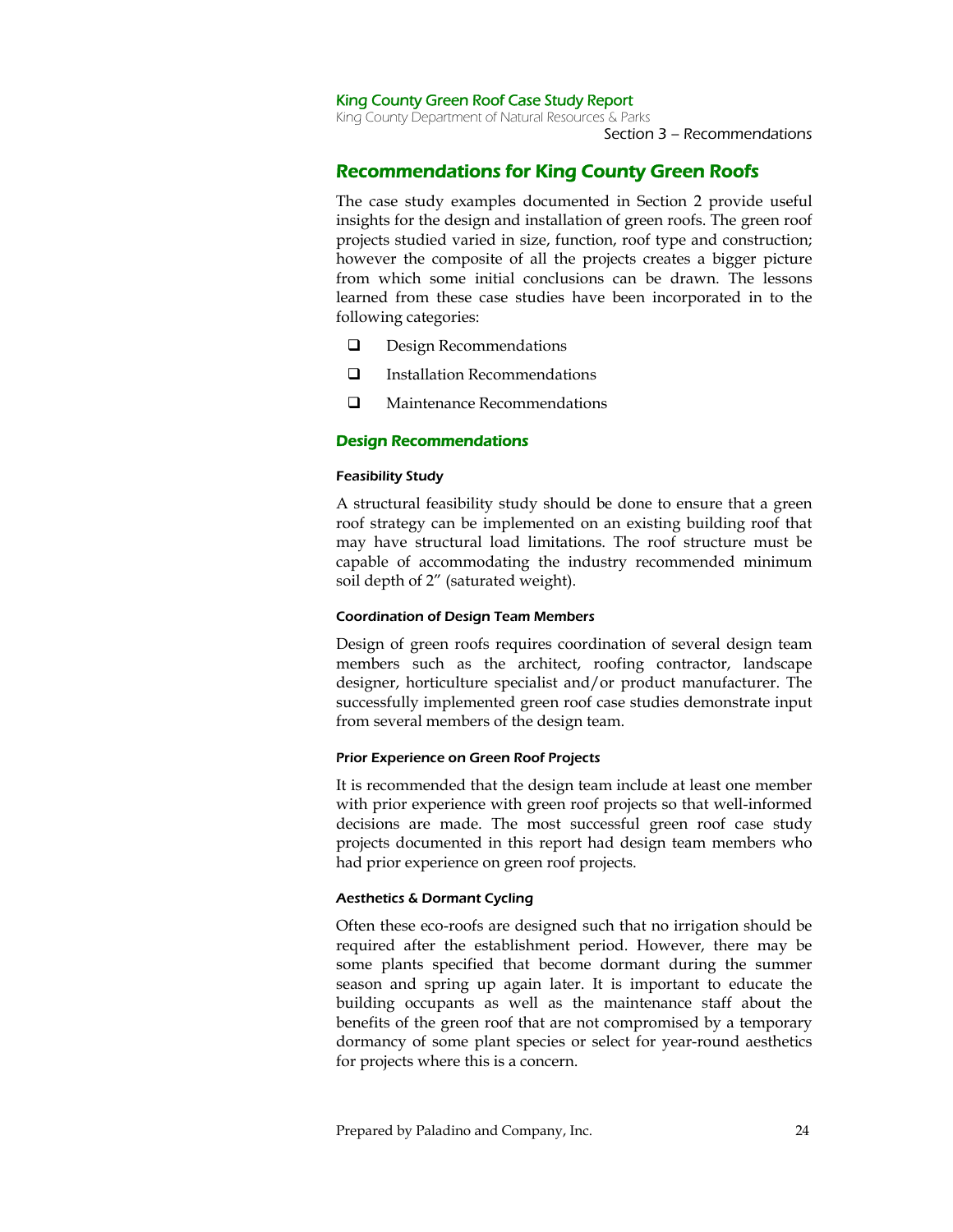# Recommendations for King County Green Roofs

The case study examples documented in Section 2 provide useful insights for the design and installation of green roofs. The green roof projects studied varied in size, function, roof type and construction; however the composite of all the projects creates a bigger picture from which some initial conclusions can be drawn. The lessons learned from these case studies have been incorporated in to the following categories:

- Design Recommendations
- Installation Recommendations
- Maintenance Recommendations

## Design Recommendations

### Feasibility Study

A structural feasibility study should be done to ensure that a green roof strategy can be implemented on an existing building roof that may have structural load limitations. The roof structure must be capable of accommodating the industry recommended minimum soil depth of 2" (saturated weight).

### Coordination of Design Team Members

Design of green roofs requires coordination of several design team members such as the architect, roofing contractor, landscape designer, horticulture specialist and/or product manufacturer. The successfully implemented green roof case studies demonstrate input from several members of the design team.

### Prior Experience on Green Roof Projects

It is recommended that the design team include at least one member with prior experience with green roof projects so that well-informed decisions are made. The most successful green roof case study projects documented in this report had design team members who had prior experience on green roof projects.

### Aesthetics & Dormant Cycling

Often these eco-roofs are designed such that no irrigation should be required after the establishment period. However, there may be some plants specified that become dormant during the summer season and spring up again later. It is important to educate the building occupants as well as the maintenance staff about the benefits of the green roof that are not compromised by a temporary dormancy of some plant species or select for year-round aesthetics for projects where this is a concern.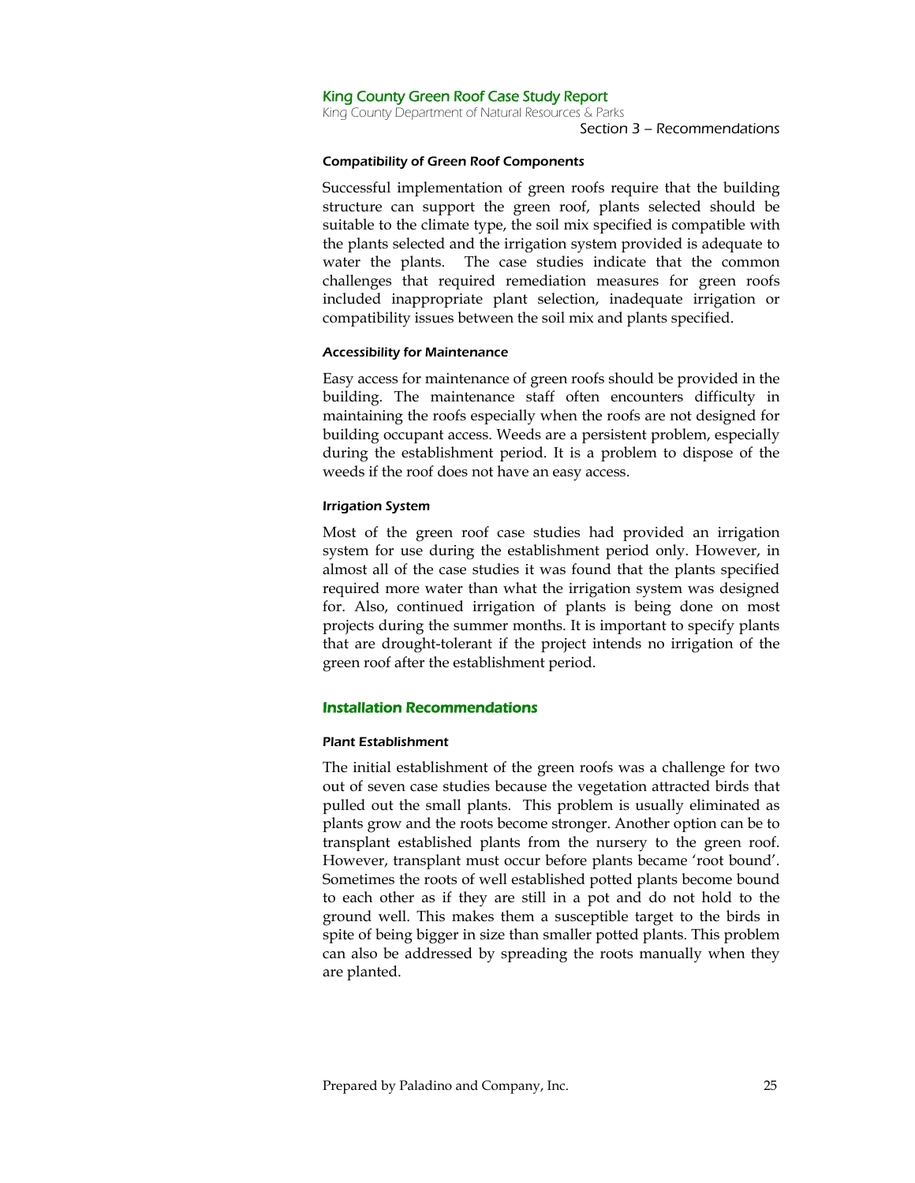#### Compatibility of Green Roof Components

Successful implementation of green roofs require that the building structure can support the green roof, plants selected should be suitable to the climate type, the soil mix specified is compatible with the plants selected and the irrigation system provided is adequate to water the plants. The case studies indicate that the common challenges that required remediation measures for green roofs included inappropriate plant selection, inadequate irrigation or compatibility issues between the soil mix and plants specified.

#### Accessibility for Maintenance

Easy access for maintenance of green roofs should be provided in the building. The maintenance staff often encounters difficulty in maintaining the roofs especially when the roofs are not designed for building occupant access. Weeds are a persistent problem, especially during the establishment period. It is a problem to dispose of the weeds if the roof does not have an easy access.

#### Irrigation System

Most of the green roof case studies had provided an irrigation system for use during the establishment period only. However, in almost all of the case studies it was found that the plants specified required more water than what the irrigation system was designed for. Also, continued irrigation of plants is being done on most projects during the summer months. It is important to specify plants that are drought-tolerant if the project intends no irrigation of the green roof after the establishment period.

### Installation Recommendations

#### Plant Establishment

The initial establishment of the green roofs was a challenge for two out of seven case studies because the vegetation attracted birds that pulled out the small plants. This problem is usually eliminated as plants grow and the roots become stronger. Another option can be to transplant established plants from the nursery to the green roof. However, transplant must occur before plants became 'root bound'. Sometimes the roots of well established potted plants become bound to each other as if they are still in a pot and do not hold to the ground well. This makes them a susceptible target to the birds in spite of being bigger in size than smaller potted plants. This problem can also be addressed by spreading the roots manually when they are planted.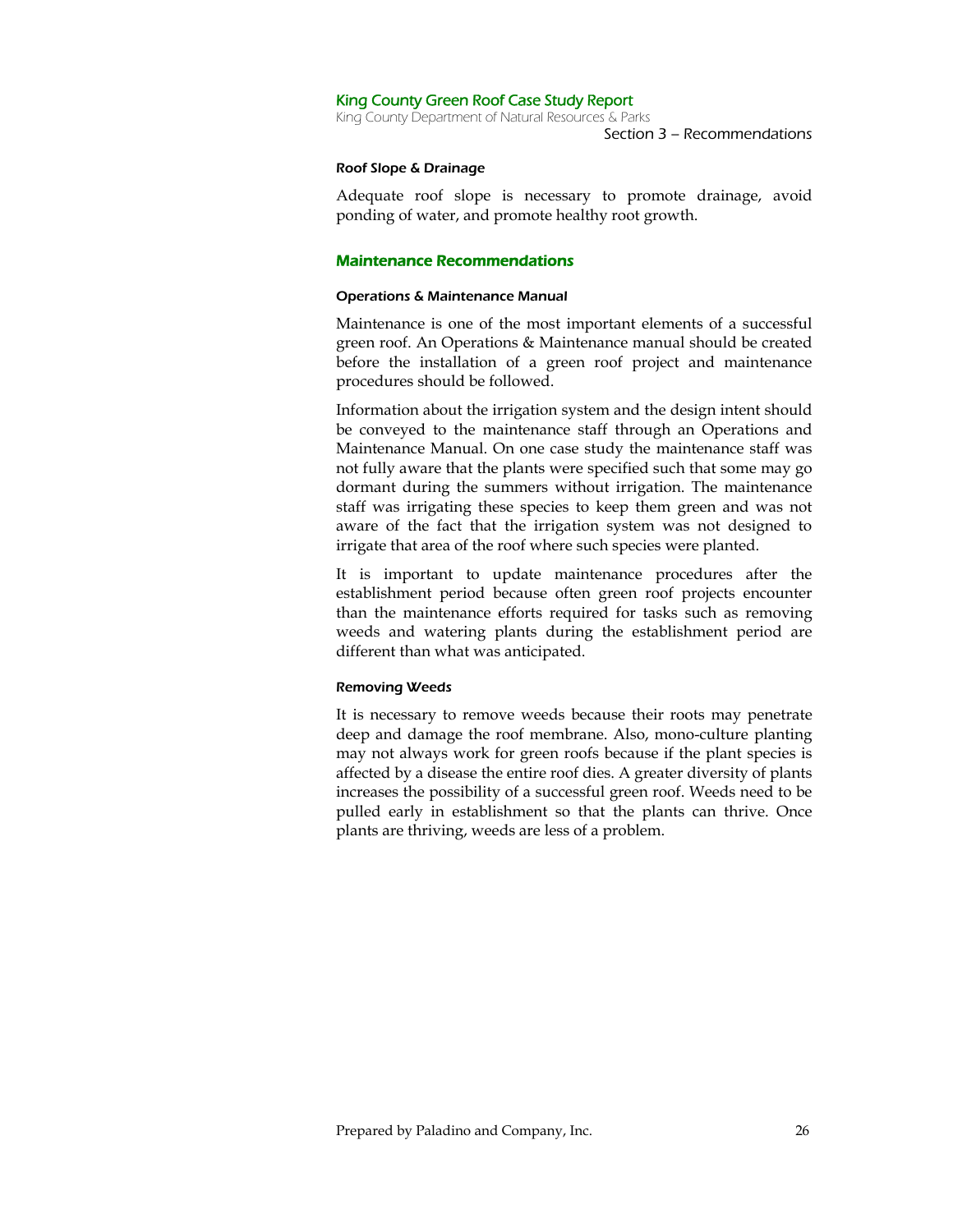#### *Roof Slope & Drainage*

Adequate roof slope is necessary to promote drainage, avoid ponding of water, and promote healthy root growth.

### *Maintenance Recommendations*

#### *Operations & Maintenance Manual*

Maintenance is one of the most important elements of a successful green roof. An Operations & Maintenance manual should be created before the installation of a green roof project and maintenance procedures should be followed.

Information about the irrigation system and the design intent should be conveyed to the maintenance staff through an Operations and Maintenance Manual. On one case study the maintenance staff was not fully aware that the plants were specified such that some may go dormant during the summers without irrigation. The maintenance staff was irrigating these species to keep them green and was not aware of the fact that the irrigation system was not designed to irrigate that area of the roof where such species were planted.

It is important to update maintenance procedures after the establishment period because often green roof projects encounter than the maintenance efforts required for tasks such as removing weeds and watering plants during the establishment period are different than what was anticipated.

#### *Removing Weeds*

It is necessary to remove weeds because their roots may penetrate deep and damage the roof membrane. Also, mono-culture planting may not always work for green roofs because if the plant species is affected by a disease the entire roof dies. A greater diversity of plants increases the possibility of a successful green roof. Weeds need to be pulled early in establishment so that the plants can thrive. Once plants are thriving, weeds are less of a problem.